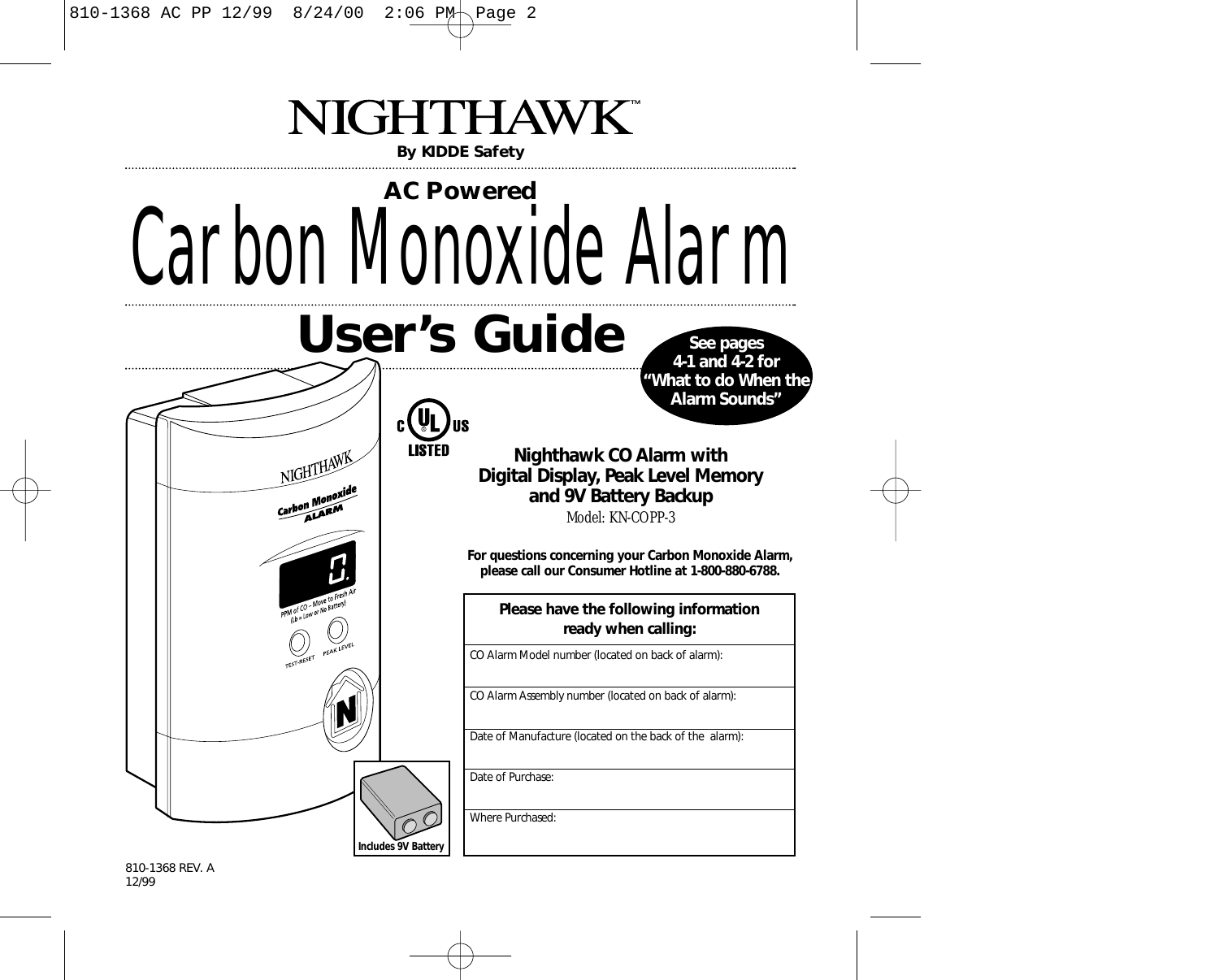# NIGHTHAWK™

**By KIDDE Safety**

**AC Powered**

# Carbon Monoxide Alarm

# User's Guide

**See pages 4-1 and 4-2 for "What to do When the Alarm Sounds"**

C UL US LISTED

**Nighthawk CO Alarm with Digital Display, Peak Level Memory and 9V Battery Backup**

Model: KN-COPP-3

**For questions concerning your Carbon Monoxide Alarm, please call our Consumer Hotline at 1-800-880-6788.**

| Please have the following information ready when calling: |
|---|
| CO Alarm Model number (located on back of alarm): |
| CO Alarm Assembly number (located on back of alarm): |
| Date of Manufacture (located on the back of the alarm): |
| Date of Purchase: |
| Where Purchased: |

**Includes 9V Battery**

810-1368 REV. A
12/99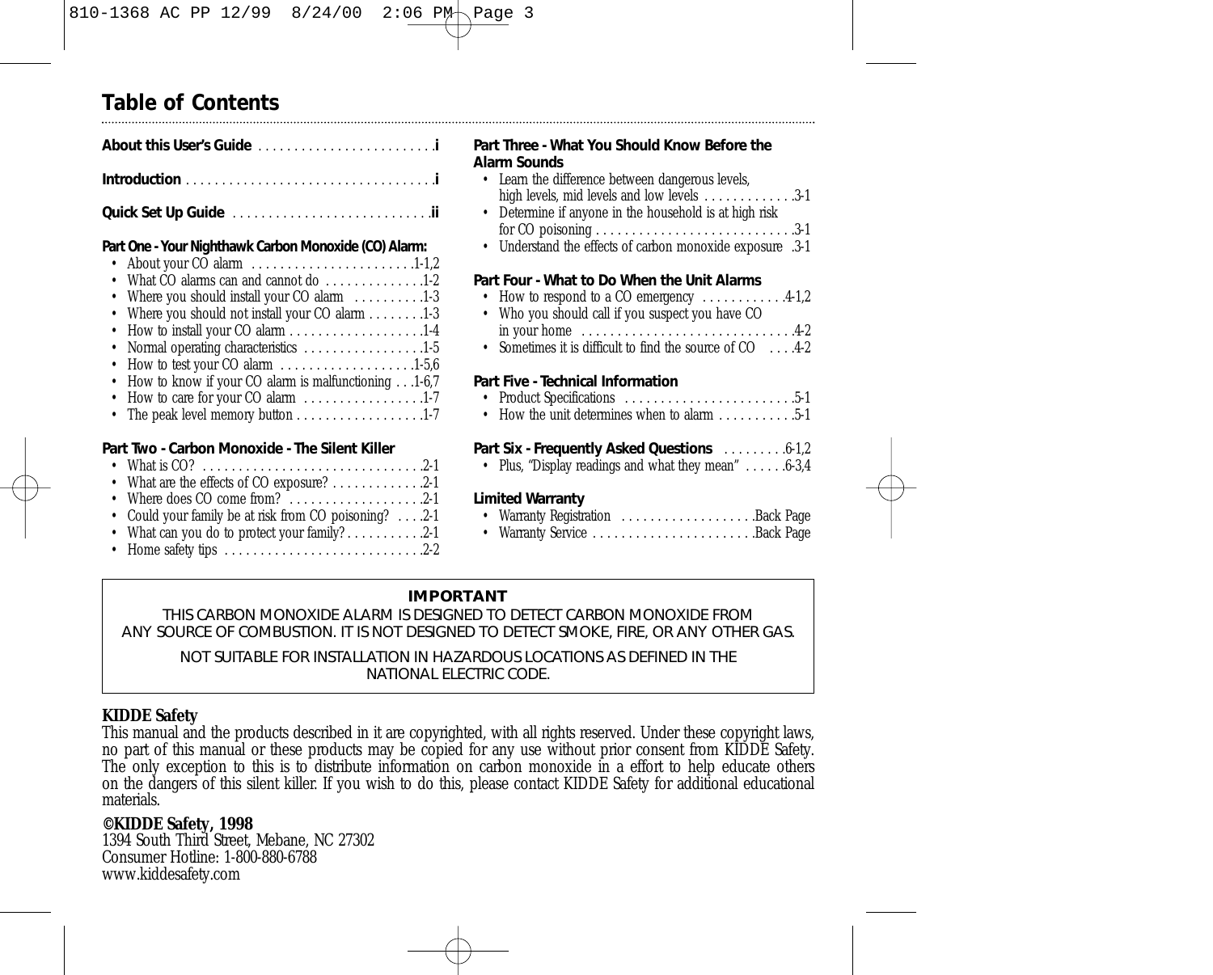# Table of Contents

**About this User's Guide** . . . . . . . . . . . . . . . . . . . . . . . . .i

**Introduction** . . . . . . . . . . . . . . . . . . . . . . . . . . . . . . . . . .i

**Quick Set Up Guide** . . . . . . . . . . . . . . . . . . . . . . . . . . .ii

**Part One - Your Nighthawk Carbon Monoxide (CO) Alarm:**

- About your CO alarm . . . . . . . . . . . . . . . . . . . . . . .1-1,2
- What CO alarms can and cannot do . . . . . . . . . . . . . .1-2
- Where you should install your CO alarm . . . . . . . . . .1-3
- Where you should not install your CO alarm . . . . . . . .1-3
- How to install your CO alarm . . . . . . . . . . . . . . . . . . .1-4
- Normal operating characteristics . . . . . . . . . . . . . . . . .1-5
- How to test your CO alarm . . . . . . . . . . . . . . . . . . .1-5,6
- How to know if your CO alarm is malfunctioning . . .1-6,7
- How to care for your CO alarm . . . . . . . . . . . . . . . . .1-7
- The peak level memory button . . . . . . . . . . . . . . . . . .1-7

**Part Two - Carbon Monoxide - The Silent Killer**

- What is CO? . . . . . . . . . . . . . . . . . . . . . . . . . . . . . .2-1
- What are the effects of CO exposure? . . . . . . . . . . . . .2-1
- Where does CO come from? . . . . . . . . . . . . . . . . . . .2-1
- Could your family be at risk from CO poisoning? . . . .2-1
- What can you do to protect your family? . . . . . . . . . . .2-1
- Home safety tips . . . . . . . . . . . . . . . . . . . . . . . . . . . .2-2

**Part Three - What You Should Know Before the Alarm Sounds**

- Learn the difference between dangerous levels, high levels, mid levels and low levels . . . . . . . . . . . . .3-1
- Determine if anyone in the household is at high risk for CO poisoning . . . . . . . . . . . . . . . . . . . . . . . . . . . .3-1
- Understand the effects of carbon monoxide exposure .3-1

**Part Four - What to Do When the Unit Alarms**

- How to respond to a CO emergency . . . . . . . . . . . .4-1,2
- Who you should call if you suspect you have CO in your home . . . . . . . . . . . . . . . . . . . . . . . . . . . . .4-2
- Sometimes it is difficult to find the source of CO . . . .4-2

**Part Five - Technical Information**

- Product Specifications . . . . . . . . . . . . . . . . . . . . . . . .5-1
- How the unit determines when to alarm . . . . . . . . . . .5-1

**Part Six - Frequently Asked Questions** . . . . . . . . .6-1,2

- Plus, "Display readings and what they mean" . . . . . .6-3,4

**Limited Warranty**

- Warranty Registration . . . . . . . . . . . . . . . . . . .Back Page
- Warranty Service . . . . . . . . . . . . . . . . . . . . . . .Back Page

---

**IMPORTANT**

THIS CARBON MONOXIDE ALARM IS DESIGNED TO DETECT CARBON MONOXIDE FROM ANY SOURCE OF COMBUSTION. IT IS NOT DESIGNED TO DETECT SMOKE, FIRE, OR ANY OTHER GAS.

NOT SUITABLE FOR INSTALLATION IN HAZARDOUS LOCATIONS AS DEFINED IN THE NATIONAL ELECTRIC CODE.

---

**KIDDE Safety**

This manual and the products described in it are copyrighted, with all rights reserved. Under these copyright laws, no part of this manual or these products may be copied for any use without prior consent from KIDDE Safety. The only exception to this is to distribute information on carbon monoxide in a effort to help educate others on the dangers of this silent killer. If you wish to do this, please contact KIDDE Safety for additional educational materials.

**©KIDDE Safety, 1998**

1394 South Third Street, Mebane, NC 27302
Consumer Hotline: 1-800-880-6788
www.kiddesafety.com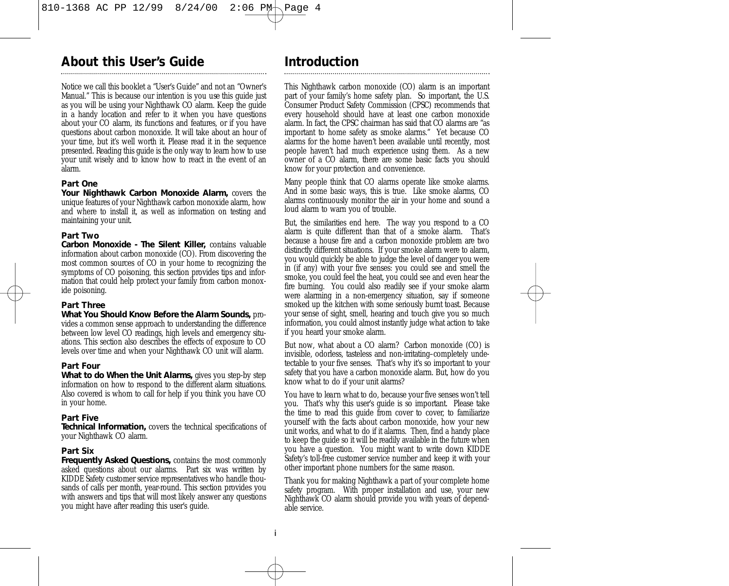## About this User's Guide

Notice we call this booklet a "User's Guide" and not an "Owner's Manual." This is because our intention is you use this guide just as you will be using your Nighthawk CO alarm. Keep the guide in a handy location and refer to it when you have questions about your CO alarm, its functions and features, or if you have questions about carbon monoxide. It will take about an hour of your time, but it's well worth it. Please read it in the sequence presented. Reading this guide is the only way to learn how to use your unit wisely and to know how to react in the event of an alarm.

**Part One**
**Your Nighthawk Carbon Monoxide Alarm,** covers the unique features of your Nighthawk carbon monoxide alarm, how and where to install it, as well as information on testing and maintaining your unit.

**Part Two**
**Carbon Monoxide - The Silent Killer,** contains valuable information about carbon monoxide (CO). From discovering the most common sources of CO in your home to recognizing the symptoms of CO poisoning, this section provides tips and information that could help protect your family from carbon monoxide poisoning.

**Part Three**
**What You Should Know Before the Alarm Sounds,** provides a common sense approach to understanding the difference between low level CO readings, high levels and emergency situations. This section also describes the effects of exposure to CO levels over time and when your Nighthawk CO unit will alarm.

**Part Four**
**What to do When the Unit Alarms,** gives you step-by step information on how to respond to the different alarm situations. Also covered is whom to call for help if you think you have CO in your home.

**Part Five**
**Technical Information,** covers the technical specifications of your Nighthawk CO alarm.

**Part Six**
**Frequently Asked Questions,** contains the most commonly asked questions about our alarms. Part six was written by KIDDE Safety customer service representatives who handle thousands of calls per month, year-round. This section provides you with answers and tips that will most likely answer any questions you might have after reading this user's guide.

## Introduction

This Nighthawk carbon monoxide (CO) alarm is an important part of your family's home safety plan. So important, the U.S. Consumer Product Safety Commission (CPSC) recommends that every household should have at least one carbon monoxide alarm. In fact, the CPSC chairman has said that CO alarms are "as important to home safety as smoke alarms." Yet because CO alarms for the home haven't been available until recently, most people haven't had much experience using them. As a new owner of a CO alarm, there are some basic facts you should know for your protection and convenience.

Many people think that CO alarms operate like smoke alarms. And in some basic ways, this is true. Like smoke alarms, CO alarms continuously monitor the air in your home and sound a loud alarm to warn you of trouble.

But, the similarities end here. The way you respond to a CO alarm is quite different than that of a smoke alarm. That's because a house fire and a carbon monoxide problem are two distinctly different situations. If your smoke alarm were to alarm, you would quickly be able to judge the level of danger you were in (if any) with your five senses: you could see and smell the smoke, you could feel the heat, you could see and even hear the fire burning. You could also readily see if your smoke alarm were alarming in a non-emergency situation, say if someone smoked up the kitchen with some seriously burnt toast. Because your sense of sight, smell, hearing and touch give you so much information, you could almost instantly judge what action to take if you heard your smoke alarm.

But now, what about a CO alarm? Carbon monoxide (CO) is invisible, odorless, tasteless and non-irritating–completely undetectable to your five senses. That's why it's so important to your safety that you have a carbon monoxide alarm. But, how do you know what to do if your unit alarms?

You have to learn what to do, because your five senses won't tell you. That's why this user's guide is so important. Please take the time to read this guide from cover to cover, to familiarize yourself with the facts about carbon monoxide, how your new unit works, and what to do if it alarms. Then, find a handy place to keep the guide so it will be readily available in the future when you have a question. You might want to write down KIDDE Safety's toll-free customer service number and keep it with your other important phone numbers for the same reason.

Thank you for making Nighthawk a part of your complete home safety program. With proper installation and use, your new Nighthawk CO alarm should provide you with years of dependable service.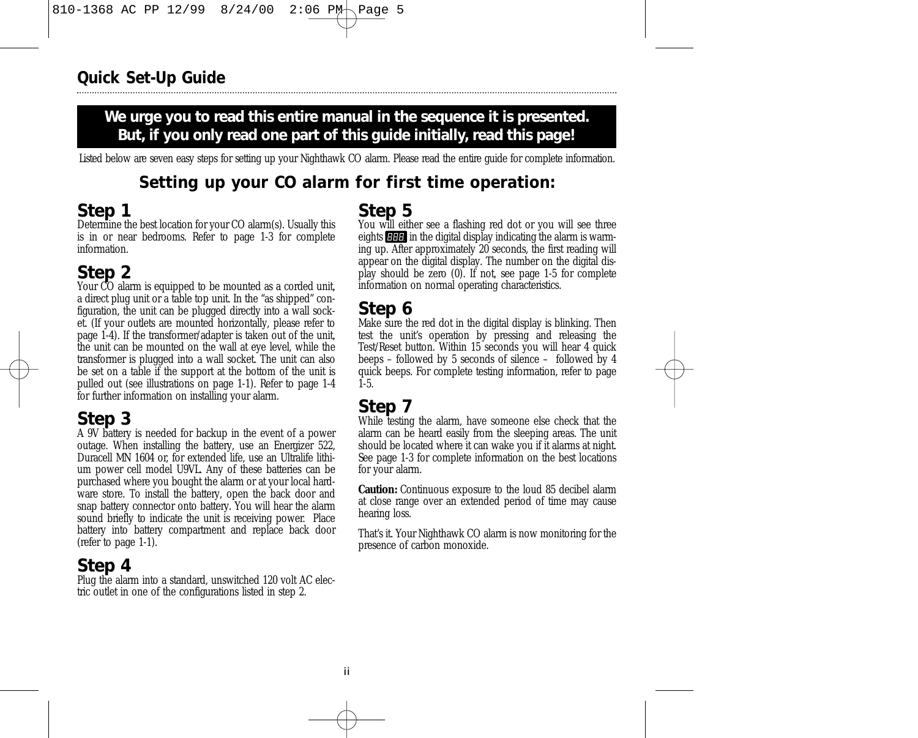## Quick Set-Up Guide

**We urge you to read this entire manual in the sequence it is presented. But, if you only read one part of this guide initially, read this page!**

Listed below are seven easy steps for setting up your Nighthawk CO alarm. Please read the entire guide for complete information.

### Setting up your CO alarm for first time operation:

### Step 1

Determine the best location for your CO alarm(s). Usually this is in or near bedrooms. Refer to page 1-3 for complete information.

### Step 2

Your CO alarm is equipped to be mounted as a corded unit, a direct plug unit or a table top unit. In the "as shipped" configuration, the unit can be plugged directly into a wall socket. (If your outlets are mounted horizontally, please refer to page 1-4). If the transformer/adapter is taken out of the unit, the unit can be mounted on the wall at eye level, while the transformer is plugged into a wall socket. The unit can also be set on a table if the support at the bottom of the unit is pulled out (see illustrations on page 1-1). Refer to page 1-4 for further information on installing your alarm.

### Step 3

A 9V battery is needed for backup in the event of a power outage. When installing the battery, use an Energizer 522, Duracell MN 1604 or, for extended life, use an Ultralife lithium power cell model U9VL. Any of these batteries can be purchased where you bought the alarm or at your local hardware store. To install the battery, open the back door and snap battery connector onto battery. You will hear the alarm sound briefly to indicate the unit is receiving power. Place battery into battery compartment and replace back door (refer to page 1-1).

### Step 4

Plug the alarm into a standard, unswitched 120 volt AC electric outlet in one of the configurations listed in step 2.

### Step 5

You will either see a flashing red dot or you will see three eights 888 in the digital display indicating the alarm is warming up. After approximately 20 seconds, the first reading will appear on the digital display. The number on the digital display should be zero (0). If not, see page 1-5 for complete information on normal operating characteristics.

### Step 6

Make sure the red dot in the digital display is blinking. Then test the unit's operation by pressing and releasing the Test/Reset button. Within 15 seconds you will hear 4 quick beeps – followed by 5 seconds of silence – followed by 4 quick beeps. For complete testing information, refer to page 1-5.

### Step 7

While testing the alarm, have someone else check that the alarm can be heard easily from the sleeping areas. The unit should be located where it can wake you if it alarms at night. See page 1-3 for complete information on the best locations for your alarm.

**Caution:** Continuous exposure to the loud 85 decibel alarm at close range over an extended period of time may cause hearing loss.

That's it. Your Nighthawk CO alarm is now monitoring for the presence of carbon monoxide.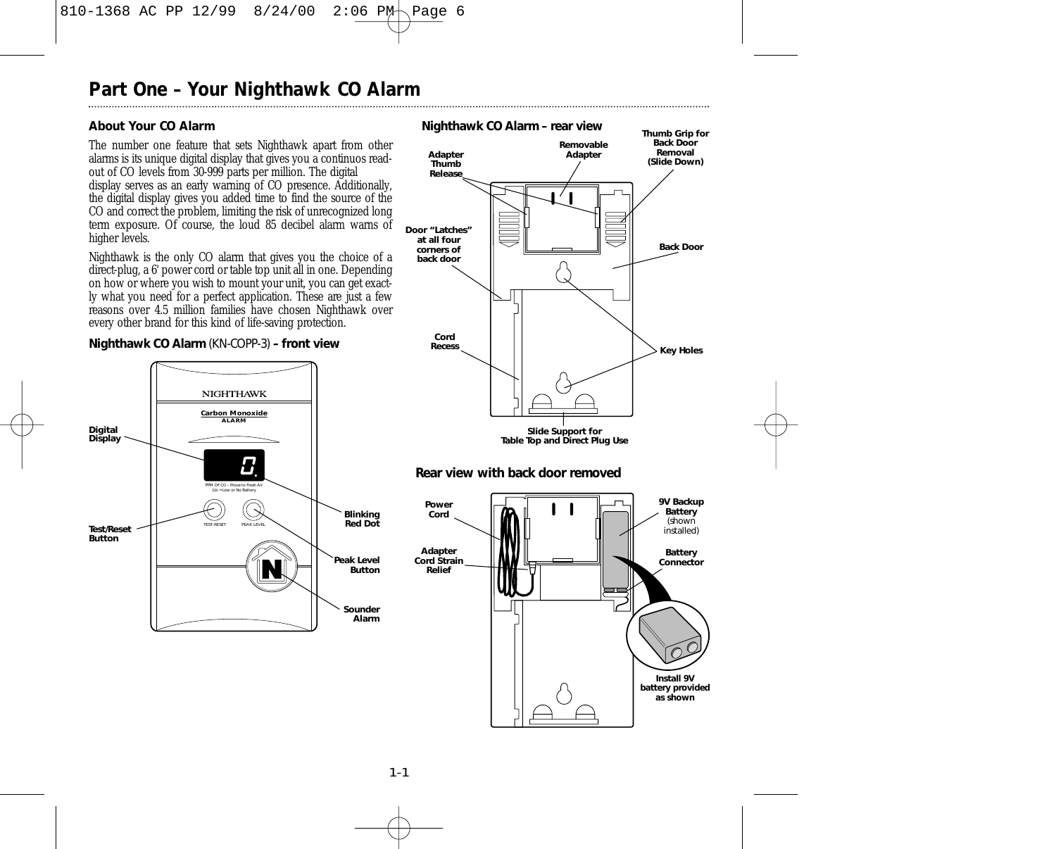# Part One – Your Nighthawk CO Alarm

## About Your CO Alarm

The number one feature that sets Nighthawk apart from other alarms is its unique digital display that gives you a continuos read-out of CO levels from 30-999 parts per million. The digital display serves as an early warning of CO presence. Additionally, the digital display gives you added time to find the source of the CO and correct the problem, limiting the risk of unrecognized long term exposure. Of course, the loud 85 decibel alarm warns of higher levels.

Nighthawk is the only CO alarm that gives you the choice of a direct-plug, a 6' power cord or table top unit all in one. Depending on how or where you wish to mount your unit, you can get exact-ly what you need for a perfect application. These are just a few reasons over 4.5 million families have chosen Nighthawk over every other brand for this kind of life-saving protection.

### Nighthawk CO Alarm (KN-COPP-3) – front view

NIGHTHAWK
Carbon Monoxide ALARM
PPM OF CO – Move to Fresh Air
(Lb =Low or No Battery
TEST-RESET PEAK LEVEL

Digital Display

Blinking Red Dot

Test/Reset Button

Peak Level Button

Sounder Alarm

### Nighthawk CO Alarm – rear view

Adapter Thumb Release

Removable Adapter

Thumb Grip for Back Door Removal (Slide Down)

Door "Latches" at all four corners of back door

Back Door

Cord Recess

Key Holes

Slide Support for Table Top and Direct Plug Use

### Rear view with back door removed

Power Cord

Adapter Cord Strain Relief

9V Backup Battery (shown installed)

Battery Connector

Install 9V battery provided as shown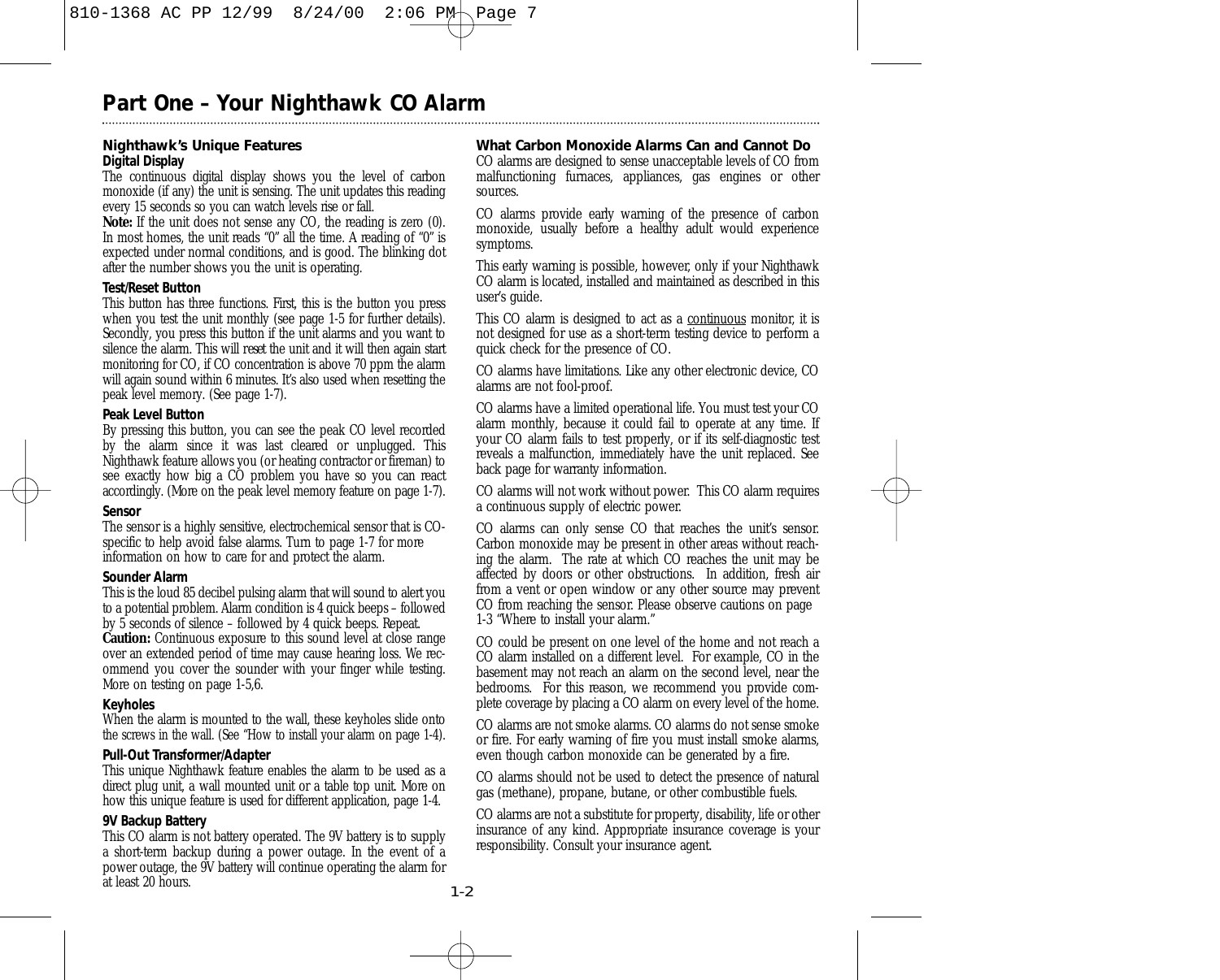# Part One – Your Nighthawk CO Alarm

## Nighthawk's Unique Features

### Digital Display

The continuous digital display shows you the level of carbon monoxide (if any) the unit is sensing. The unit updates this reading every 15 seconds so you can watch levels rise or fall.

**Note:** If the unit does not sense any CO, the reading is zero (0). In most homes, the unit reads "0" all the time. A reading of "0" is expected under normal conditions, and is good. The blinking dot after the number shows you the unit is operating.

### Test/Reset Button

This button has three functions. First, this is the button you press when you test the unit monthly (see page 1-5 for further details). Secondly, you press this button if the unit alarms and you want to silence the alarm. This will reset the unit and it will then again start monitoring for CO, if CO concentration is above 70 ppm the alarm will again sound within 6 minutes. It's also used when resetting the peak level memory. (See page 1-7).

### Peak Level Button

By pressing this button, you can see the peak CO level recorded by the alarm since it was last cleared or unplugged. This Nighthawk feature allows you (or heating contractor or fireman) to see exactly how big a CO problem you have so you can react accordingly. (More on the peak level memory feature on page 1-7).

### Sensor

The sensor is a highly sensitive, electrochemical sensor that is CO-specific to help avoid false alarms. Turn to page 1-7 for more information on how to care for and protect the alarm.

### Sounder Alarm

This is the loud 85 decibel pulsing alarm that will sound to alert you to a potential problem. Alarm condition is 4 quick beeps – followed by 5 seconds of silence – followed by 4 quick beeps. Repeat.

**Caution:** Continuous exposure to this sound level at close range over an extended period of time may cause hearing loss. We recommend you cover the sounder with your finger while testing. More on testing on page 1-5,6.

### Keyholes

When the alarm is mounted to the wall, these keyholes slide onto the screws in the wall. (See "How to install your alarm on page 1-4).

### Pull-Out Transformer/Adapter

This unique Nighthawk feature enables the alarm to be used as a direct plug unit, a wall mounted unit or a table top unit. More on how this unique feature is used for different application, page 1-4.

### 9V Backup Battery

This CO alarm is not battery operated. The 9V battery is to supply a short-term backup during a power outage. In the event of a power outage, the 9V battery will continue operating the alarm for at least 20 hours.

## What Carbon Monoxide Alarms Can and Cannot Do

CO alarms are designed to sense unacceptable levels of CO from malfunctioning furnaces, appliances, gas engines or other sources.

CO alarms provide early warning of the presence of carbon monoxide, usually before a healthy adult would experience symptoms.

This early warning is possible, however, only if your Nighthawk CO alarm is located, installed and maintained as described in this user's guide.

This CO alarm is designed to act as a continuous monitor, it is not designed for use as a short-term testing device to perform a quick check for the presence of CO.

CO alarms have limitations. Like any other electronic device, CO alarms are not fool-proof.

CO alarms have a limited operational life. You must test your CO alarm monthly, because it could fail to operate at any time. If your CO alarm fails to test properly, or if its self-diagnostic test reveals a malfunction, immediately have the unit replaced. See back page for warranty information.

CO alarms will not work without power. This CO alarm requires a continuous supply of electric power.

CO alarms can only sense CO that reaches the unit's sensor. Carbon monoxide may be present in other areas without reaching the alarm. The rate at which CO reaches the unit may be affected by doors or other obstructions. In addition, fresh air from a vent or open window or any other source may prevent CO from reaching the sensor. Please observe cautions on page 1-3 "Where to install your alarm."

CO could be present on one level of the home and not reach a CO alarm installed on a different level. For example, CO in the basement may not reach an alarm on the second level, near the bedrooms. For this reason, we recommend you provide complete coverage by placing a CO alarm on every level of the home.

CO alarms are not smoke alarms. CO alarms do not sense smoke or fire. For early warning of fire you must install smoke alarms, even though carbon monoxide can be generated by a fire.

CO alarms should not be used to detect the presence of natural gas (methane), propane, butane, or other combustible fuels.

CO alarms are not a substitute for property, disability, life or other insurance of any kind. Appropriate insurance coverage is your responsibility. Consult your insurance agent.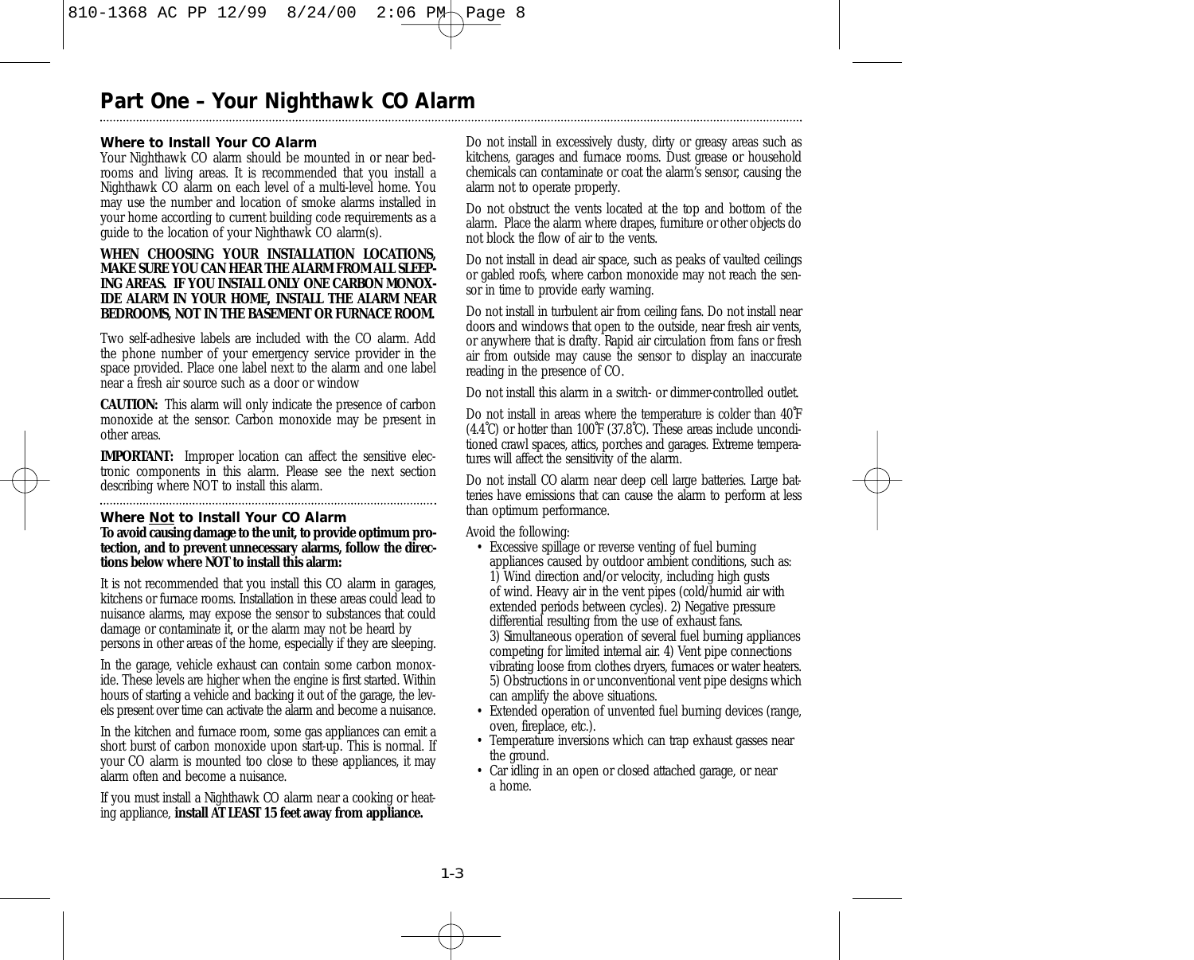# Part One – Your Nighthawk CO Alarm

### Where to Install Your CO Alarm

Your Nighthawk CO alarm should be mounted in or near bedrooms and living areas. It is recommended that you install a Nighthawk CO alarm on each level of a multi-level home. You may use the number and location of smoke alarms installed in your home according to current building code requirements as a guide to the location of your Nighthawk CO alarm(s).

**WHEN CHOOSING YOUR INSTALLATION LOCATIONS, MAKE SURE YOU CAN HEAR THE ALARM FROM ALL SLEEPING AREAS. IF YOU INSTALL ONLY ONE CARBON MONOXIDE ALARM IN YOUR HOME, INSTALL THE ALARM NEAR BEDROOMS, NOT IN THE BASEMENT OR FURNACE ROOM.**

Two self-adhesive labels are included with the CO alarm. Add the phone number of your emergency service provider in the space provided. Place one label next to the alarm and one label near a fresh air source such as a door or window

**CAUTION:** This alarm will only indicate the presence of carbon monoxide at the sensor. Carbon monoxide may be present in other areas.

**IMPORTANT:** Improper location can affect the sensitive electronic components in this alarm. Please see the next section describing where NOT to install this alarm.

### Where Not to Install Your CO Alarm

**To avoid causing damage to the unit, to provide optimum protection, and to prevent unnecessary alarms, follow the directions below where NOT to install this alarm:**

It is not recommended that you install this CO alarm in garages, kitchens or furnace rooms. Installation in these areas could lead to nuisance alarms, may expose the sensor to substances that could damage or contaminate it, or the alarm may not be heard by persons in other areas of the home, especially if they are sleeping.

In the garage, vehicle exhaust can contain some carbon monoxide. These levels are higher when the engine is first started. Within hours of starting a vehicle and backing it out of the garage, the levels present over time can activate the alarm and become a nuisance.

In the kitchen and furnace room, some gas appliances can emit a short burst of carbon monoxide upon start-up. This is normal. If your CO alarm is mounted too close to these appliances, it may alarm often and become a nuisance.

If you must install a Nighthawk CO alarm near a cooking or heating appliance, **install AT LEAST 15 feet away from appliance.**

Do not install in excessively dusty, dirty or greasy areas such as kitchens, garages and furnace rooms. Dust grease or household chemicals can contaminate or coat the alarm's sensor, causing the alarm not to operate properly.

Do not obstruct the vents located at the top and bottom of the alarm. Place the alarm where drapes, furniture or other objects do not block the flow of air to the vents.

Do not install in dead air space, such as peaks of vaulted ceilings or gabled roofs, where carbon monoxide may not reach the sensor in time to provide early warning.

Do not install in turbulent air from ceiling fans. Do not install near doors and windows that open to the outside, near fresh air vents, or anywhere that is drafty. Rapid air circulation from fans or fresh air from outside may cause the sensor to display an inaccurate reading in the presence of CO.

Do not install this alarm in a switch- or dimmer-controlled outlet.

Do not install in areas where the temperature is colder than 40˚F (4.4˚C) or hotter than 100˚F (37.8˚C). These areas include unconditioned crawl spaces, attics, porches and garages. Extreme temperatures will affect the sensitivity of the alarm.

Do not install CO alarm near deep cell large batteries. Large batteries have emissions that can cause the alarm to perform at less than optimum performance.

Avoid the following:

- Excessive spillage or reverse venting of fuel burning appliances caused by outdoor ambient conditions, such as: 1) Wind direction and/or velocity, including high gusts of wind. Heavy air in the vent pipes (cold/humid air with extended periods between cycles). 2) Negative pressure differential resulting from the use of exhaust fans. 3) Simultaneous operation of several fuel burning appliances competing for limited internal air. 4) Vent pipe connections vibrating loose from clothes dryers, furnaces or water heaters. 5) Obstructions in or unconventional vent pipe designs which can amplify the above situations.
- Extended operation of unvented fuel burning devices (range, oven, fireplace, etc.).
- Temperature inversions which can trap exhaust gasses near the ground.
- Car idling in an open or closed attached garage, or near a home.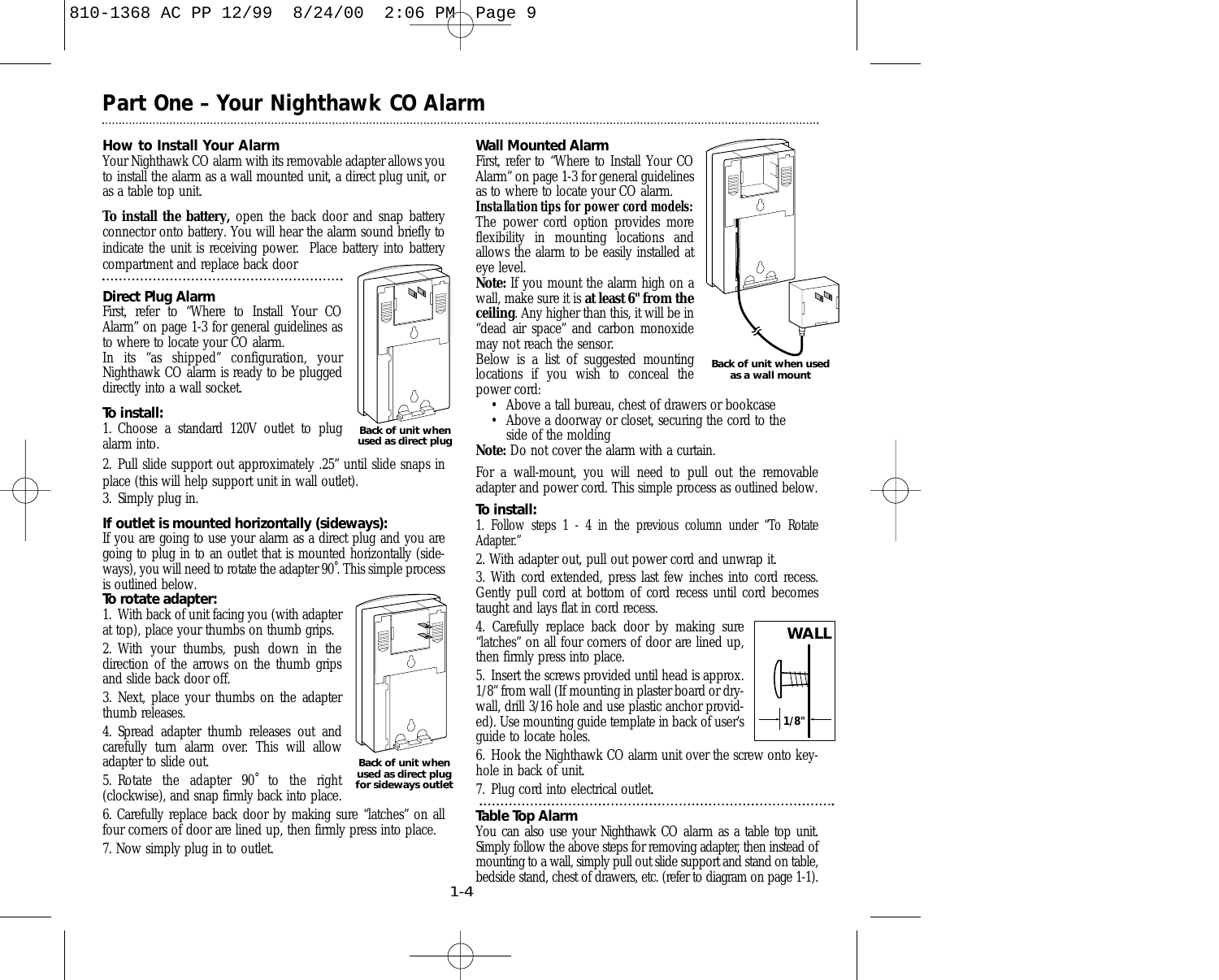# Part One – Your Nighthawk CO Alarm

### How to Install Your Alarm

Your Nighthawk CO alarm with its removable adapter allows you to install the alarm as a wall mounted unit, a direct plug unit, or as a table top unit.

**To install the battery,** open the back door and snap battery connector onto battery. You will hear the alarm sound briefly to indicate the unit is receiving power. Place battery into battery compartment and replace back door

### Direct Plug Alarm

First, refer to "Where to Install Your CO Alarm" on page 1-3 for general guidelines as to where to locate your CO alarm.

In its "as shipped" configuration, your Nighthawk CO alarm is ready to be plugged directly into a wall socket.

Back of unit when used as direct plug

**To install:**

1. Choose a standard 120V outlet to plug alarm into.
2. Pull slide support out approximately .25" until slide snaps in place (this will help support unit in wall outlet).
3. Simply plug in.

**If outlet is mounted horizontally (sideways):**

If you are going to use your alarm as a direct plug and you are going to plug in to an outlet that is mounted horizontally (sideways), you will need to rotate the adapter 90˚. This simple process is outlined below.

**To rotate adapter:**

1. With back of unit facing you (with adapter at top), place your thumbs on thumb grips.
2. With your thumbs, push down in the direction of the arrows on the thumb grips and slide back door off.
3. Next, place your thumbs on the adapter thumb releases.
4. Spread adapter thumb releases out and carefully turn alarm over. This will allow adapter to slide out.
5. Rotate the adapter 90˚ to the right (clockwise), and snap firmly back into place.
6. Carefully replace back door by making sure "latches" on all four corners of door are lined up, then firmly press into place.
7. Now simply plug in to outlet.

Back of unit when used as direct plug for sideways outlet

### Wall Mounted Alarm

First, refer to "Where to Install Your CO Alarm" on page 1-3 for general guidelines as to where to locate your CO alarm.

***Installation tips for power cord models:*** The power cord option provides more flexibility in mounting locations and allows the alarm to be easily installed at eye level.

**Note:** If you mount the alarm high on a wall, make sure it is **at least 6" from the ceiling**. Any higher than this, it will be in "dead air space" and carbon monoxide may not reach the sensor.

Below is a list of suggested mounting locations if you wish to conceal the power cord:

- Above a tall bureau, chest of drawers or bookcase
- Above a doorway or closet, securing the cord to the side of the molding

Back of unit when used as a wall mount

**Note:** Do not cover the alarm with a curtain.

For a wall-mount, you will need to pull out the removable adapter and power cord. This simple process as outlined below.

**To install:**

1. Follow steps 1 - 4 in the previous column under "To Rotate Adapter."
2. With adapter out, pull out power cord and unwrap it.
3. With cord extended, press last few inches into cord recess. Gently pull cord at bottom of cord recess until cord becomes taught and lays flat in cord recess.
4. Carefully replace back door by making sure "latches" on all four corners of door are lined up, then firmly press into place.
5. Insert the screws provided until head is approx. 1/8" from wall (If mounting in plaster board or drywall, drill 3/16 hole and use plastic anchor provided). Use mounting guide template in back of user's guide to locate holes.
6. Hook the Nighthawk CO alarm unit over the screw onto keyhole in back of unit.
7. Plug cord into electrical outlet.

WALL

1/8"

### Table Top Alarm

You can also use your Nighthawk CO alarm as a table top unit. Simply follow the above steps for removing adapter, then instead of mounting to a wall, simply pull out slide support and stand on table, bedside stand, chest of drawers, etc. (refer to diagram on page 1-1).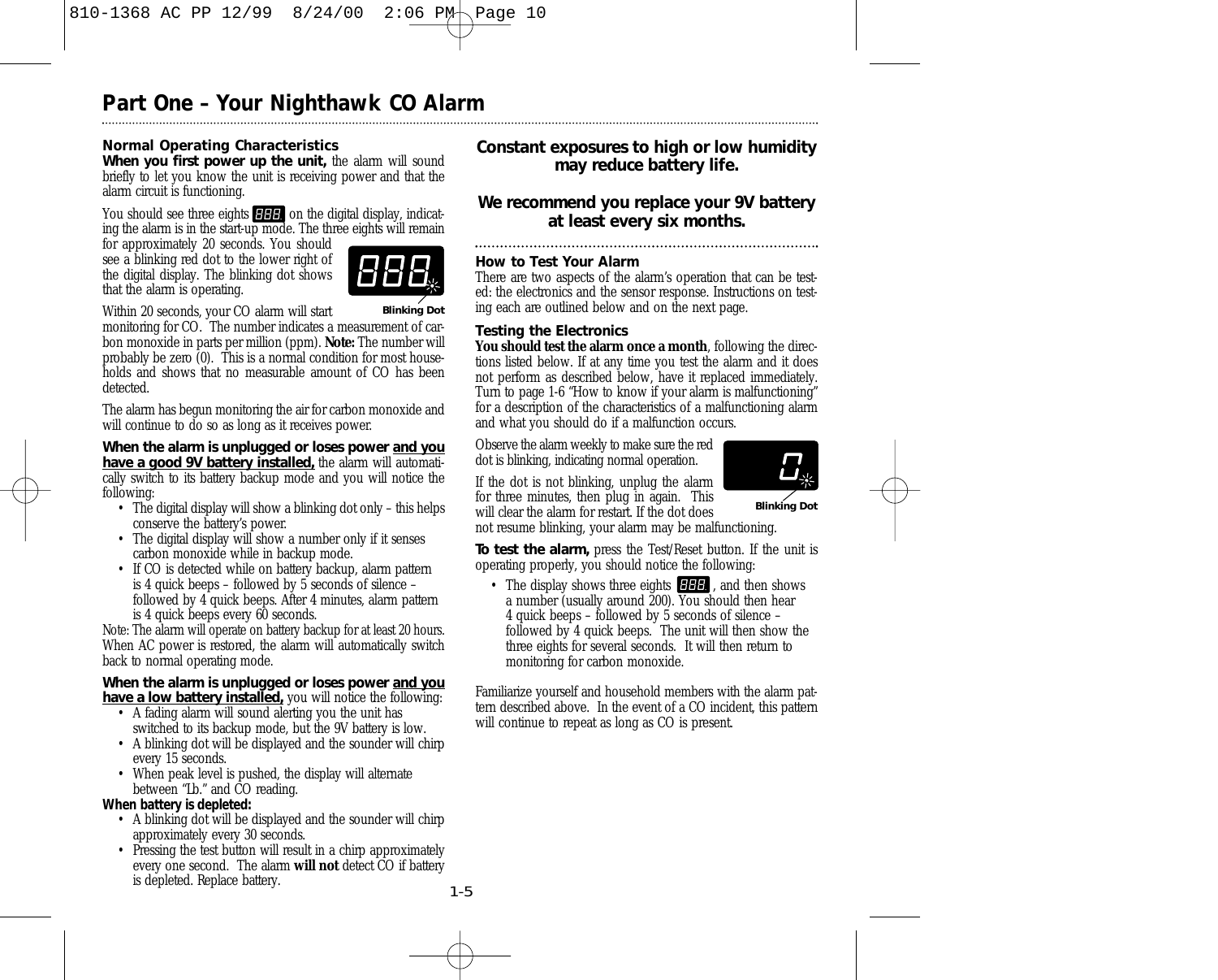## Part One – Your Nighthawk CO Alarm

### Normal Operating Characteristics

**When you first power up the unit,** the alarm will sound briefly to let you know the unit is receiving power and that the alarm circuit is functioning.

You should see three eights 888 on the digital display, indicating the alarm is in the start-up mode. The three eights will remain for approximately 20 seconds. You should see a blinking red dot to the lower right of the digital display. The blinking dot shows that the alarm is operating.

Blinking Dot

Within 20 seconds, your CO alarm will start monitoring for CO. The number indicates a measurement of carbon monoxide in parts per million (ppm). **Note:** The number will probably be zero (0). This is a normal condition for most households and shows that no measurable amount of CO has been detected.

The alarm has begun monitoring the air for carbon monoxide and will continue to do so as long as it receives power.

**When the alarm is unplugged or loses power <u>and you have a good 9V battery installed,</u>** the alarm will automatically switch to its battery backup mode and you will notice the following:

- The digital display will show a blinking dot only – this helps conserve the battery's power.
- The digital display will show a number only if it senses carbon monoxide while in backup mode.
- If CO is detected while on battery backup, alarm pattern is 4 quick beeps – followed by 5 seconds of silence – followed by 4 quick beeps. After 4 minutes, alarm pattern is 4 quick beeps every 60 seconds.

Note: The alarm will operate on battery backup for at least 20 hours. When AC power is restored, the alarm will automatically switch back to normal operating mode.

**When the alarm is unplugged or loses power <u>and you have a low battery installed,</u>** you will notice the following:

- A fading alarm will sound alerting you the unit has switched to its backup mode, but the 9V battery is low.
- A blinking dot will be displayed and the sounder will chirp every 15 seconds.
- When peak level is pushed, the display will alternate between "Lb." and CO reading.

**When battery is depleted:**

- A blinking dot will be displayed and the sounder will chirp approximately every 30 seconds.
- Pressing the test button will result in a chirp approximately every one second. The alarm **will not** detect CO if battery is depleted. Replace battery.

**Constant exposures to high or low humidity may reduce battery life.**

**We recommend you replace your 9V battery at least every six months.**

### How to Test Your Alarm

There are two aspects of the alarm's operation that can be tested: the electronics and the sensor response. Instructions on testing each are outlined below and on the next page.

### Testing the Electronics

**You should test the alarm once a month**, following the directions listed below. If at any time you test the alarm and it does not perform as described below, have it replaced immediately. Turn to page 1-6 "How to know if your alarm is malfunctioning" for a description of the characteristics of a malfunctioning alarm and what you should do if a malfunction occurs.

Observe the alarm weekly to make sure the red dot is blinking, indicating normal operation.

Blinking Dot

If the dot is not blinking, unplug the alarm for three minutes, then plug in again. This will clear the alarm for restart. If the dot does not resume blinking, your alarm may be malfunctioning.

**To test the alarm,** press the Test/Reset button. If the unit is operating properly, you should notice the following:

- The display shows three eights 888 , and then shows a number (usually around 200). You should then hear 4 quick beeps – followed by 5 seconds of silence – followed by 4 quick beeps. The unit will then show the three eights for several seconds. It will then return to monitoring for carbon monoxide.

Familiarize yourself and household members with the alarm pattern described above. In the event of a CO incident, this pattern will continue to repeat as long as CO is present.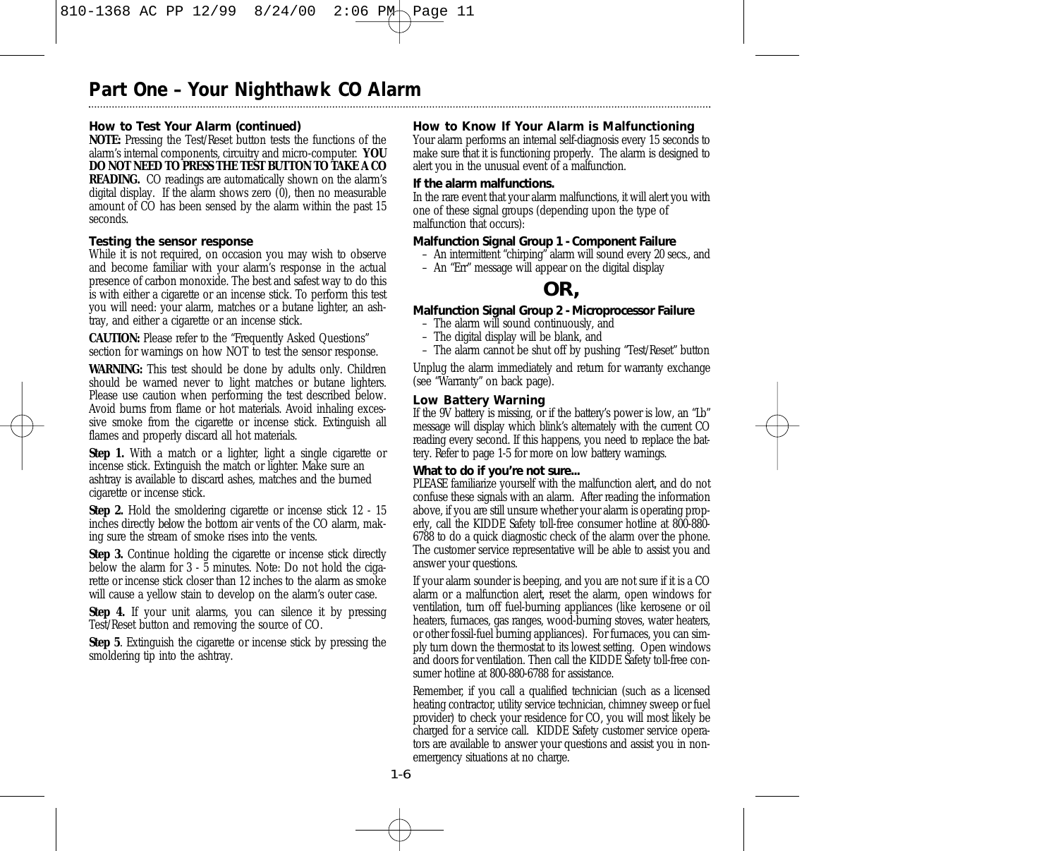# Part One – Your Nighthawk CO Alarm

### How to Test Your Alarm (continued)

**NOTE:** Pressing the Test/Reset button tests the functions of the alarm's internal components, circuitry and micro-computer. **YOU DO NOT NEED TO PRESS THE TEST BUTTON TO TAKE A CO READING.** CO readings are automatically shown on the alarm's digital display. If the alarm shows zero (0), then no measurable amount of CO has been sensed by the alarm within the past 15 seconds.

### Testing the sensor response

While it is not required, on occasion you may wish to observe and become familiar with your alarm's response in the actual presence of carbon monoxide. The best and safest way to do this is with either a cigarette or an incense stick. To perform this test you will need: your alarm, matches or a butane lighter, an ashtray, and either a cigarette or an incense stick.

**CAUTION:** Please refer to the "Frequently Asked Questions" section for warnings on how NOT to test the sensor response.

**WARNING:** This test should be done by adults only. Children should be warned never to light matches or butane lighters. Please use caution when performing the test described below. Avoid burns from flame or hot materials. Avoid inhaling excessive smoke from the cigarette or incense stick. Extinguish all flames and properly discard all hot materials.

**Step 1.** With a match or a lighter, light a single cigarette or incense stick. Extinguish the match or lighter. Make sure an ashtray is available to discard ashes, matches and the burned cigarette or incense stick.

**Step 2.** Hold the smoldering cigarette or incense stick 12 - 15 inches directly below the bottom air vents of the CO alarm, making sure the stream of smoke rises into the vents.

**Step 3.** Continue holding the cigarette or incense stick directly below the alarm for 3 - 5 minutes. Note: Do not hold the cigarette or incense stick closer than 12 inches to the alarm as smoke will cause a yellow stain to develop on the alarm's outer case.

**Step 4.** If your unit alarms, you can silence it by pressing Test/Reset button and removing the source of CO.

**Step 5**. Extinguish the cigarette or incense stick by pressing the smoldering tip into the ashtray.

### How to Know If Your Alarm is Malfunctioning

Your alarm performs an internal self-diagnosis every 15 seconds to make sure that it is functioning properly. The alarm is designed to alert you in the unusual event of a malfunction.

### If the alarm malfunctions.

In the rare event that your alarm malfunctions, it will alert you with one of these signal groups (depending upon the type of malfunction that occurs):

### Malfunction Signal Group 1 - Component Failure

- An intermittent "chirping" alarm will sound every 20 secs., and
- An "Err" message will appear on the digital display

## OR,

### Malfunction Signal Group 2 - Microprocessor Failure

- The alarm will sound continuously, and
- The digital display will be blank, and
- The alarm cannot be shut off by pushing "Test/Reset" button

Unplug the alarm immediately and return for warranty exchange (see "Warranty" on back page).

### Low Battery Warning

If the 9V battery is missing, or if the battery's power is low, an "Lb" message will display which blink's alternately with the current CO reading every second. If this happens, you need to replace the battery. Refer to page 1-5 for more on low battery warnings.

### What to do if you're not sure...

PLEASE familiarize yourself with the malfunction alert, and do not confuse these signals with an alarm. After reading the information above, if you are still unsure whether your alarm is operating properly, call the KIDDE Safety toll-free consumer hotline at 800-880-6788 to do a quick diagnostic check of the alarm over the phone. The customer service representative will be able to assist you and answer your questions.

If your alarm sounder is beeping, and you are not sure if it is a CO alarm or a malfunction alert, reset the alarm, open windows for ventilation, turn off fuel-burning appliances (like kerosene or oil heaters, furnaces, gas ranges, wood-burning stoves, water heaters, or other fossil-fuel burning appliances). For furnaces, you can simply turn down the thermostat to its lowest setting. Open windows and doors for ventilation. Then call the KIDDE Safety toll-free consumer hotline at 800-880-6788 for assistance.

Remember, if you call a qualified technician (such as a licensed heating contractor, utility service technician, chimney sweep or fuel provider) to check your residence for CO, you will most likely be charged for a service call. KIDDE Safety customer service operators are available to answer your questions and assist you in non-emergency situations at no charge.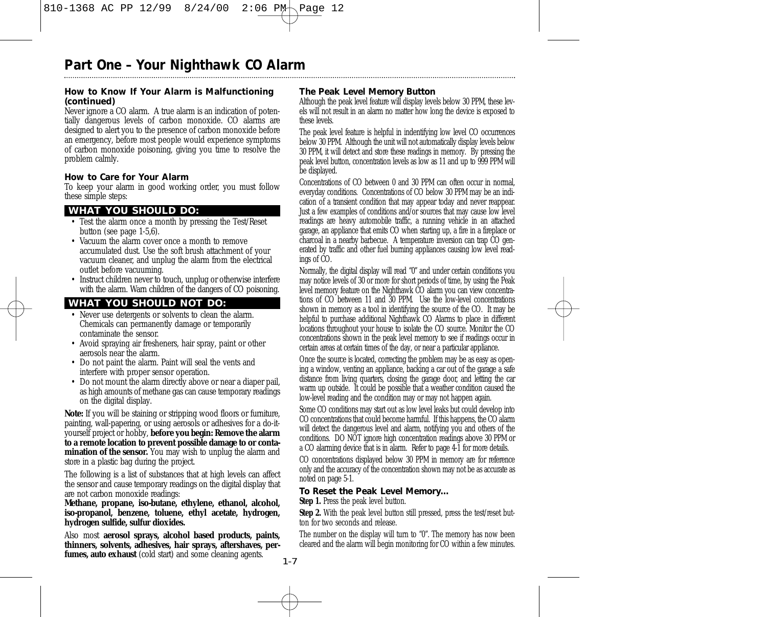# Part One – Your Nighthawk CO Alarm

### How to Know If Your Alarm is Malfunctioning (continued)

Never ignore a CO alarm. A true alarm is an indication of potentially dangerous levels of carbon monoxide. CO alarms are designed to alert you to the presence of carbon monoxide before an emergency, before most people would experience symptoms of carbon monoxide poisoning, giving you time to resolve the problem calmly.

### How to Care for Your Alarm

To keep your alarm in good working order, you must follow these simple steps:

**WHAT YOU SHOULD DO:**

- Test the alarm once a month by pressing the Test/Reset button (see page 1-5,6).
- Vacuum the alarm cover once a month to remove accumulated dust. Use the soft brush attachment of your vacuum cleaner, and unplug the alarm from the electrical outlet before vacuuming.
- Instruct children never to touch, unplug or otherwise interfere with the alarm. Warn children of the dangers of CO poisoning.

**WHAT YOU SHOULD NOT DO:**

- Never use detergents or solvents to clean the alarm. Chemicals can permanently damage or temporarily contaminate the sensor.
- Avoid spraying air fresheners, hair spray, paint or other aerosols near the alarm.
- Do not paint the alarm. Paint will seal the vents and interfere with proper sensor operation.
- Do not mount the alarm directly above or near a diaper pail, as high amounts of methane gas can cause temporary readings on the digital display.

**Note:** If you will be staining or stripping wood floors or furniture, painting, wall-papering, or using aerosols or adhesives for a do-it-yourself project or hobby, **before you begin: Remove the alarm to a remote location to prevent possible damage to or contamination of the sensor.** You may wish to unplug the alarm and store in a plastic bag during the project.

The following is a list of substances that at high levels can affect the sensor and cause temporary readings on the digital display that are not carbon monoxide readings:

**Methane, propane, iso-butane, ethylene, ethanol, alcohol, iso-propanol, benzene, toluene, ethyl acetate, hydrogen, hydrogen sulfide, sulfur dioxides.**

Also most **aerosol sprays, alcohol based products, paints, thinners, solvents, adhesives, hair sprays, aftershaves, perfumes, auto exhaust** (cold start) and some cleaning agents.

### The Peak Level Memory Button

Although the peak level feature will display levels below 30 PPM, these levels will not result in an alarm no matter how long the device is exposed to these levels.

The peak level feature is helpful in indentifying low level CO occurrences below 30 PPM. Although the unit will not automatically display levels below 30 PPM, it will detect and store these readings in memory. By pressing the peak level button, concentration levels as low as 11 and up to 999 PPM will be displayed.

Concentrations of CO between 0 and 30 PPM can often occur in normal, everyday conditions. Concentrations of CO below 30 PPM may be an indication of a transient condition that may appear today and never reappear. Just a few examples of conditions and/or sources that may cause low level readings are heavy automobile traffic, a running vehicle in an attached garage, an appliance that emits CO when starting up, a fire in a fireplace or charcoal in a nearby barbecue. A temperature inversion can trap CO generated by traffic and other fuel burning appliances causing low level readings of CO.

Normally, the digital display will read "0" and under certain conditions you may notice levels of 30 or more for short periods of time, by using the Peak level memory feature on the Nighthawk CO alarm you can view concentrations of CO between 11 and 30 PPM. Use the low-level concentrations shown in memory as a tool in identifying the source of the CO. It may be helpful to purchase additional Nighthawk CO Alarms to place in different locations throughout your house to isolate the CO source. Monitor the CO concentrations shown in the peak level memory to see if readings occur in certain areas at certain times of the day, or near a particular appliance.

Once the source is located, correcting the problem may be as easy as opening a window, venting an appliance, backing a car out of the garage a safe distance from living quarters, closing the garage door, and letting the car warm up outside. It could be possible that a weather condition caused the low-level reading and the condition may or may not happen again.

Some CO conditions may start out as low level leaks but could develop into CO concentrations that could become harmful. If this happens, the CO alarm will detect the dangerous level and alarm, notifying you and others of the conditions. DO NOT ignore high concentration readings above 30 PPM or a CO alarming device that is in alarm. Refer to page 4-1 for more details.

CO concentrations displayed below 30 PPM in memory are for reference only and the accuracy of the concentration shown may not be as accurate as noted on page 5-1.

### To Reset the Peak Level Memory...

**Step 1.** Press the peak level button.

**Step 2.** With the peak level button still pressed, press the test/reset button for two seconds and release.

The number on the display will turn to "0". The memory has now been cleared and the alarm will begin monitoring for CO within a few minutes.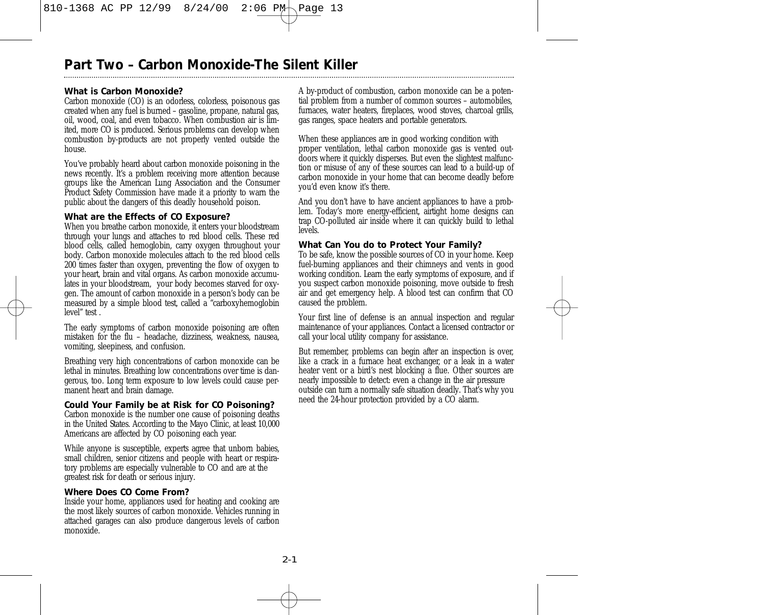# Part Two – Carbon Monoxide-The Silent Killer

### What is Carbon Monoxide?

Carbon monoxide (CO) is an odorless, colorless, poisonous gas created when any fuel is burned – gasoline, propane, natural gas, oil, wood, coal, and even tobacco. When combustion air is limited, more CO is produced. Serious problems can develop when combustion by-products are not properly vented outside the house.

You've probably heard about carbon monoxide poisoning in the news recently. It's a problem receiving more attention because groups like the American Lung Association and the Consumer Product Safety Commission have made it a priority to warn the public about the dangers of this deadly household poison.

### What are the Effects of CO Exposure?

When you breathe carbon monoxide, it enters your bloodstream through your lungs and attaches to red blood cells. These red blood cells, called hemoglobin, carry oxygen throughout your body. Carbon monoxide molecules attach to the red blood cells 200 times faster than oxygen, preventing the flow of oxygen to your heart, brain and vital organs. As carbon monoxide accumulates in your bloodstream, your body becomes starved for oxygen. The amount of carbon monoxide in a person's body can be measured by a simple blood test, called a "carboxyhemoglobin level" test .

The early symptoms of carbon monoxide poisoning are often mistaken for the flu – headache, dizziness, weakness, nausea, vomiting, sleepiness, and confusion.

Breathing very high concentrations of carbon monoxide can be lethal in minutes. Breathing low concentrations over time is dangerous, too. Long term exposure to low levels could cause permanent heart and brain damage.

### Could Your Family be at Risk for CO Poisoning?

Carbon monoxide is the number one cause of poisoning deaths in the United States. According to the Mayo Clinic, at least 10,000 Americans are affected by CO poisoning each year.

While anyone is susceptible, experts agree that unborn babies, small children, senior citizens and people with heart or respiratory problems are especially vulnerable to CO and are at the greatest risk for death or serious injury.

### Where Does CO Come From?

Inside your home, appliances used for heating and cooking are the most likely sources of carbon monoxide. Vehicles running in attached garages can also produce dangerous levels of carbon monoxide.

A by-product of combustion, carbon monoxide can be a potential problem from a number of common sources – automobiles, furnaces, water heaters, fireplaces, wood stoves, charcoal grills, gas ranges, space heaters and portable generators.

When these appliances are in good working condition with proper ventilation, lethal carbon monoxide gas is vented outdoors where it quickly disperses. But even the slightest malfunction or misuse of any of these sources can lead to a build-up of carbon monoxide in your home that can become deadly before you'd even know it's there.

And you don't have to have ancient appliances to have a problem. Today's more energy-efficient, airtight home designs can trap CO-polluted air inside where it can quickly build to lethal levels.

### What Can You do to Protect Your Family?

To be safe, know the possible sources of CO in your home. Keep fuel-burning appliances and their chimneys and vents in good working condition. Learn the early symptoms of exposure, and if you suspect carbon monoxide poisoning, move outside to fresh air and get emergency help. A blood test can confirm that CO caused the problem.

Your first line of defense is an annual inspection and regular maintenance of your appliances. Contact a licensed contractor or call your local utility company for assistance.

But remember, problems can begin after an inspection is over, like a crack in a furnace heat exchanger, or a leak in a water heater vent or a bird's nest blocking a flue. Other sources are nearly impossible to detect: even a change in the air pressure outside can turn a normally safe situation deadly. That's why you need the 24-hour protection provided by a CO alarm.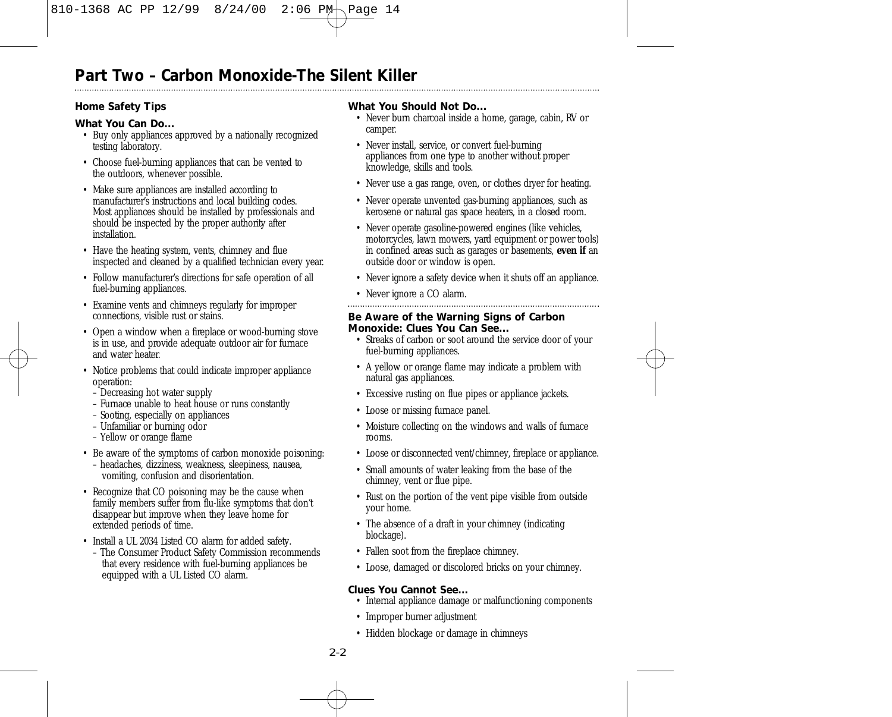## Part Two – Carbon Monoxide-The Silent Killer

### Home Safety Tips

**What You Can Do...**

- Buy only appliances approved by a nationally recognized testing laboratory.
- Choose fuel-burning appliances that can be vented to the outdoors, whenever possible.
- Make sure appliances are installed according to manufacturer's instructions and local building codes. Most appliances should be installed by professionals and should be inspected by the proper authority after installation.
- Have the heating system, vents, chimney and flue inspected and cleaned by a qualified technician every year.
- Follow manufacturer's directions for safe operation of all fuel-burning appliances.
- Examine vents and chimneys regularly for improper connections, visible rust or stains.
- Open a window when a fireplace or wood-burning stove is in use, and provide adequate outdoor air for furnace and water heater.
- Notice problems that could indicate improper appliance operation:
  - Decreasing hot water supply
  - Furnace unable to heat house or runs constantly
  - Sooting, especially on appliances
  - Unfamiliar or burning odor
  - Yellow or orange flame
- Be aware of the symptoms of carbon monoxide poisoning:
  - headaches, dizziness, weakness, sleepiness, nausea, vomiting, confusion and disorientation.
- Recognize that CO poisoning may be the cause when family members suffer from flu-like symptoms that don't disappear but improve when they leave home for extended periods of time.
- Install a UL 2034 Listed CO alarm for added safety.
  - The Consumer Product Safety Commission recommends that every residence with fuel-burning appliances be equipped with a UL Listed CO alarm.

**What You Should Not Do...**

- Never burn charcoal inside a home, garage, cabin, RV or camper.
- Never install, service, or convert fuel-burning appliances from one type to another without proper knowledge, skills and tools.
- Never use a gas range, oven, or clothes dryer for heating.
- Never operate unvented gas-burning appliances, such as kerosene or natural gas space heaters, in a closed room.
- Never operate gasoline-powered engines (like vehicles, motorcycles, lawn mowers, yard equipment or power tools) in confined areas such as garages or basements, **even if** an outside door or window is open.
- Never ignore a safety device when it shuts off an appliance.
- Never ignore a CO alarm.

### Be Aware of the Warning Signs of Carbon Monoxide: Clues You Can See...

- Streaks of carbon or soot around the service door of your fuel-burning appliances.
- A yellow or orange flame may indicate a problem with natural gas appliances.
- Excessive rusting on flue pipes or appliance jackets.
- Loose or missing furnace panel.
- Moisture collecting on the windows and walls of furnace rooms.
- Loose or disconnected vent/chimney, fireplace or appliance.
- Small amounts of water leaking from the base of the chimney, vent or flue pipe.
- Rust on the portion of the vent pipe visible from outside your home.
- The absence of a draft in your chimney (indicating blockage).
- Fallen soot from the fireplace chimney.
- Loose, damaged or discolored bricks on your chimney.

**Clues You Cannot See...**

- Internal appliance damage or malfunctioning components
- Improper burner adjustment
- Hidden blockage or damage in chimneys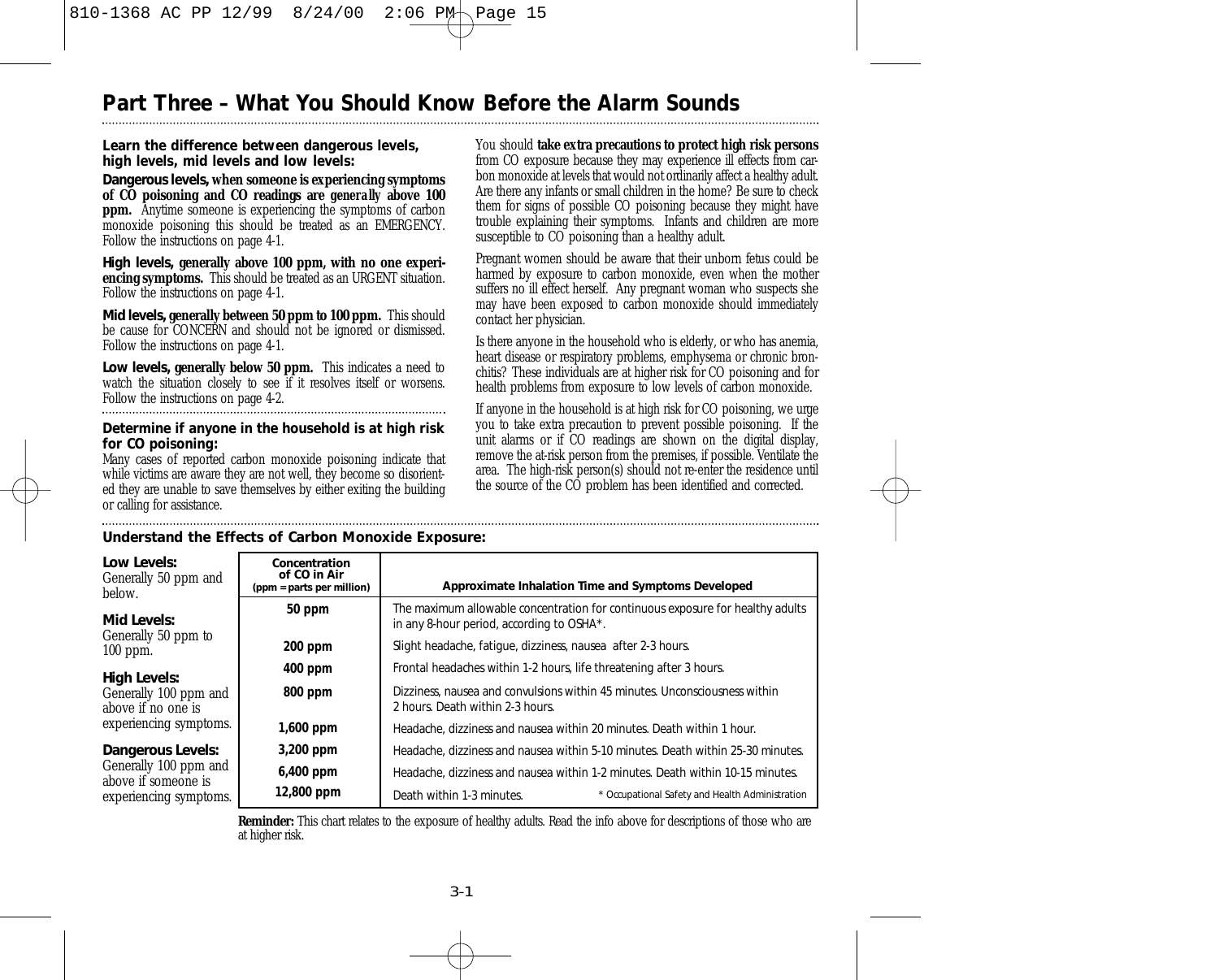# Part Three – What You Should Know Before the Alarm Sounds

**Learn the difference between dangerous levels, high levels, mid levels and low levels:**

**Dangerous levels, when someone is experiencing symptoms of CO poisoning and CO readings are generally above 100 ppm.** Anytime someone is experiencing the symptoms of carbon monoxide poisoning this should be treated as an EMERGENCY. Follow the instructions on page 4-1.

**High levels, generally above 100 ppm, with no one experiencing symptoms.** This should be treated as an URGENT situation. Follow the instructions on page 4-1.

**Mid levels, generally between 50 ppm to 100 ppm.** This should be cause for CONCERN and should not be ignored or dismissed. Follow the instructions on page 4-1.

**Low levels, generally below 50 ppm.** This indicates a need to watch the situation closely to see if it resolves itself or worsens. Follow the instructions on page 4-2.

**Determine if anyone in the household is at high risk for CO poisoning:**

Many cases of reported carbon monoxide poisoning indicate that while victims are aware they are not well, they become so disoriented they are unable to save themselves by either exiting the building or calling for assistance.

You should **take extra precautions to protect high risk persons** from CO exposure because they may experience ill effects from carbon monoxide at levels that would not ordinarily affect a healthy adult. Are there any infants or small children in the home? Be sure to check them for signs of possible CO poisoning because they might have trouble explaining their symptoms. Infants and children are more susceptible to CO poisoning than a healthy adult.

Pregnant women should be aware that their unborn fetus could be harmed by exposure to carbon monoxide, even when the mother suffers no ill effect herself. Any pregnant woman who suspects she may have been exposed to carbon monoxide should immediately contact her physician.

Is there anyone in the household who is elderly, or who has anemia, heart disease or respiratory problems, emphysema or chronic bronchitis? These individuals are at higher risk for CO poisoning and for health problems from exposure to low levels of carbon monoxide.

If anyone in the household is at high risk for CO poisoning, we urge you to take extra precaution to prevent possible poisoning. If the unit alarms or if CO readings are shown on the digital display, remove the at-risk person from the premises, if possible. Ventilate the area. The high-risk person(s) should not re-enter the residence until the source of the CO problem has been identified and corrected.

**Understand the Effects of Carbon Monoxide Exposure:**

**Low Levels:**
Generally 50 ppm and below.

**Mid Levels:**
Generally 50 ppm to 100 ppm.

**High Levels:**
Generally 100 ppm and above if no one is experiencing symptoms.

**Dangerous Levels:**
Generally 100 ppm and above if someone is experiencing symptoms.

| Concentration of CO in Air (ppm = parts per million) | Approximate Inhalation Time and Symptoms Developed |
|---|---|
| 50 ppm | The maximum allowable concentration for continuous exposure for healthy adults in any 8-hour period, according to OSHA*. |
| 200 ppm | Slight headache, fatigue, dizziness, nausea after 2-3 hours. |
| 400 ppm | Frontal headaches within 1-2 hours, life threatening after 3 hours. |
| 800 ppm | Dizziness, nausea and convulsions within 45 minutes. Unconsciousness within 2 hours. Death within 2-3 hours. |
| 1,600 ppm | Headache, dizziness and nausea within 20 minutes. Death within 1 hour. |
| 3,200 ppm | Headache, dizziness and nausea within 5-10 minutes. Death within 25-30 minutes. |
| 6,400 ppm | Headache, dizziness and nausea within 1-2 minutes. Death within 10-15 minutes. |
| 12,800 ppm | Death within 1-3 minutes. |

\* Occupational Safety and Health Administration

**Reminder:** This chart relates to the exposure of healthy adults. Read the info above for descriptions of those who are at higher risk.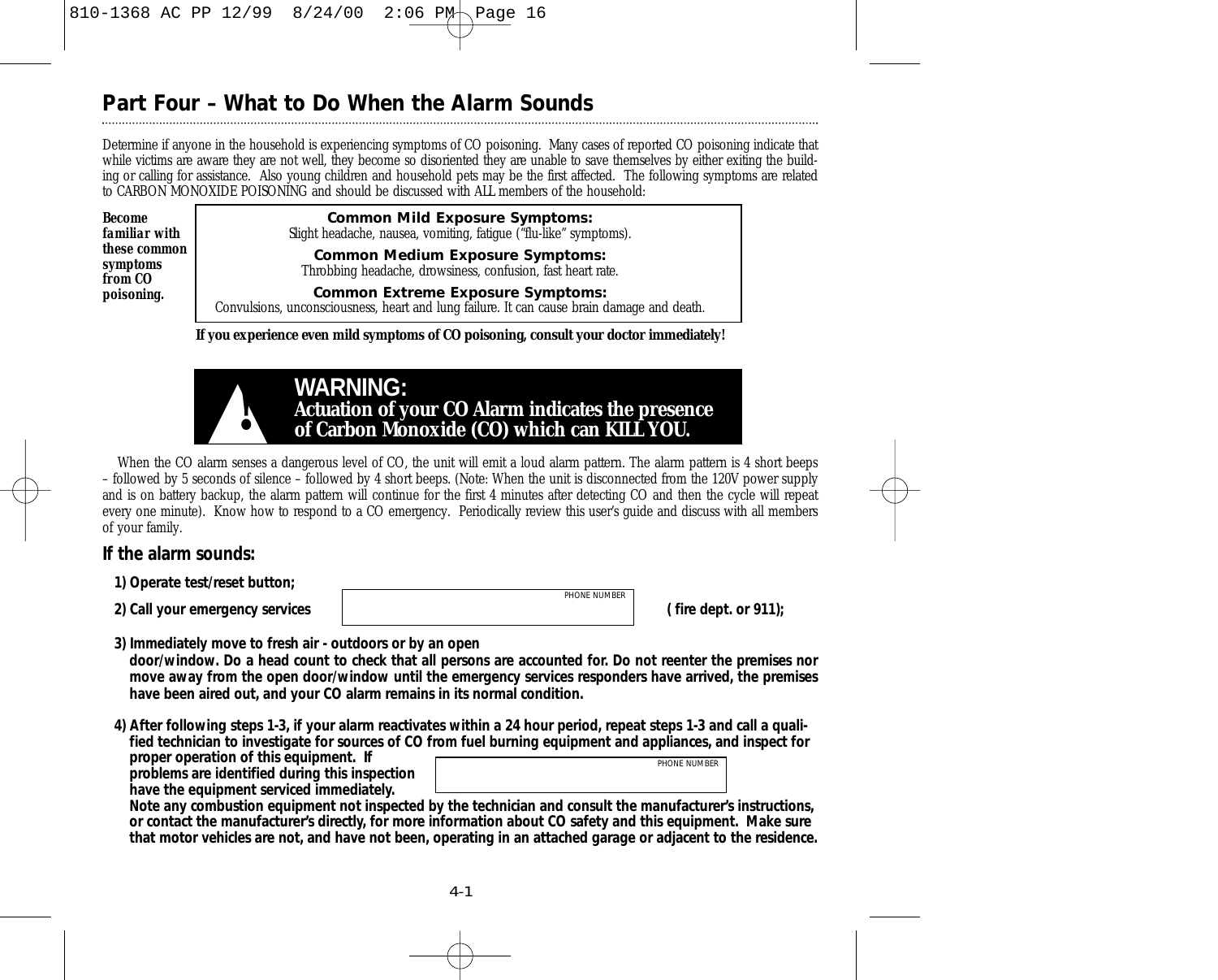## Part Four – What to Do When the Alarm Sounds

Determine if anyone in the household is experiencing symptoms of CO poisoning. Many cases of reported CO poisoning indicate that while victims are aware they are not well, they become so disoriented they are unable to save themselves by either exiting the building or calling for assistance. Also young children and household pets may be the first affected. The following symptoms are related to CARBON MONOXIDE POISONING and should be discussed with ALL members of the household:

***Become familiar with these common symptoms from CO poisoning.***

**Common Mild Exposure Symptoms:**
Slight headache, nausea, vomiting, fatigue ("flu-like" symptoms).

**Common Medium Exposure Symptoms:**
Throbbing headache, drowsiness, confusion, fast heart rate.

**Common Extreme Exposure Symptoms:**
Convulsions, unconsciousness, heart and lung failure. It can cause brain damage and death.

**If you experience even mild symptoms of CO poisoning, consult your doctor immediately!**

> **WARNING:**
> **Actuation of your CO Alarm indicates the presence of Carbon Monoxide (CO) which can KILL YOU.**

When the CO alarm senses a dangerous level of CO, the unit will emit a loud alarm pattern. The alarm pattern is 4 short beeps – followed by 5 seconds of silence – followed by 4 short beeps. (Note: When the unit is disconnected from the 120V power supply and is on battery backup, the alarm pattern will continue for the first 4 minutes after detecting CO and then the cycle will repeat every one minute). Know how to respond to a CO emergency. Periodically review this user's guide and discuss with all members of your family.

### If the alarm sounds:

**1) Operate test/reset button;**

**2) Call your emergency services** [PHONE NUMBER: ________________] **( fire dept. or 911);**

**3) Immediately move to fresh air - outdoors or by an open door/window. Do a head count to check that all persons are accounted for. Do not reenter the premises nor move away from the open door/window until the emergency services responders have arrived, the premises have been aired out, and your CO alarm remains in its normal condition.**

**4) After following steps 1-3, if your alarm reactivates within a 24 hour period, repeat steps 1-3 and call a qualified technician to investigate for sources of CO from fuel burning equipment and appliances, and inspect for proper operation of this equipment. If problems are identified during this inspection have the equipment serviced immediately.** [PHONE NUMBER: ________________]
**Note any combustion equipment not inspected by the technician and consult the manufacturer's instructions, or contact the manufacturer's directly, for more information about CO safety and this equipment. Make sure that motor vehicles are not, and have not been, operating in an attached garage or adjacent to the residence.**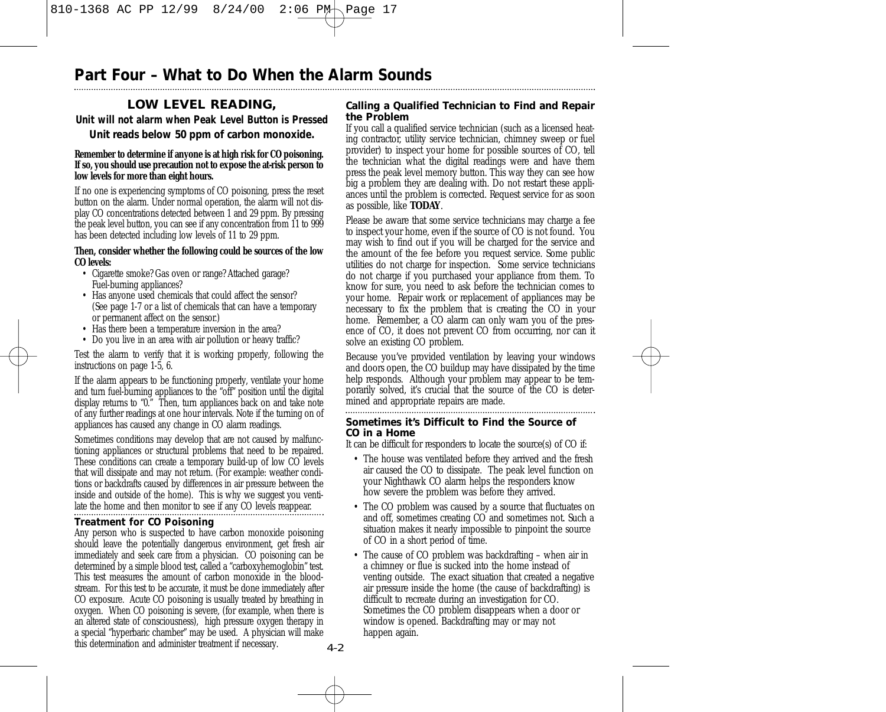# Part Four – What to Do When the Alarm Sounds

## LOW LEVEL READING,

**Unit will not alarm when Peak Level Button is Pressed**

**Unit reads below 50 ppm of carbon monoxide.**

**Remember to determine if anyone is at high risk for CO poisoning. If so, you should use precaution not to expose the at-risk person to low levels for more than eight hours.**

If no one is experiencing symptoms of CO poisoning, press the reset button on the alarm. Under normal operation, the alarm will not display CO concentrations detected between 1 and 29 ppm. By pressing the peak level button, you can see if any concentration from 11 to 999 has been detected including low levels of 11 to 29 ppm.

**Then, consider whether the following could be sources of the low CO levels:**

- Cigarette smoke? Gas oven or range? Attached garage? Fuel-burning appliances?
- Has anyone used chemicals that could affect the sensor? (See page 1-7 or a list of chemicals that can have a temporary or permanent affect on the sensor.)
- Has there been a temperature inversion in the area?
- Do you live in an area with air pollution or heavy traffic?

Test the alarm to verify that it is working properly, following the instructions on page 1-5, 6.

If the alarm appears to be functioning properly, ventilate your home and turn fuel-burning appliances to the "off" position until the digital display returns to "0." Then, turn appliances back on and take note of any further readings at one hour intervals. Note if the turning on of appliances has caused any change in CO alarm readings.

Sometimes conditions may develop that are not caused by malfunctioning appliances or structural problems that need to be repaired. These conditions can create a temporary build-up of low CO levels that will dissipate and may not return. (For example: weather conditions or backdrafts caused by differences in air pressure between the inside and outside of the home). This is why we suggest you ventilate the home and then monitor to see if any CO levels reappear.

### Treatment for CO Poisoning

Any person who is suspected to have carbon monoxide poisoning should leave the potentially dangerous environment, get fresh air immediately and seek care from a physician. CO poisoning can be determined by a simple blood test, called a "carboxyhemoglobin" test. This test measures the amount of carbon monoxide in the bloodstream. For this test to be accurate, it must be done immediately after CO exposure. Acute CO poisoning is usually treated by breathing in oxygen. When CO poisoning is severe, (for example, when there is an altered state of consciousness), high pressure oxygen therapy in a special "hyperbaric chamber" may be used. A physician will make this determination and administer treatment if necessary.

### Calling a Qualified Technician to Find and Repair the Problem

If you call a qualified service technician (such as a licensed heating contractor, utility service technician, chimney sweep or fuel provider) to inspect your home for possible sources of CO, tell the technician what the digital readings were and have them press the peak level memory button. This way they can see how big a problem they are dealing with. Do not restart these appliances until the problem is corrected. Request service for as soon as possible, like **TODAY**.

Please be aware that some service technicians may charge a fee to inspect your home, even if the source of CO is not found. You may wish to find out if you will be charged for the service and the amount of the fee before you request service. Some public utilities do not charge for inspection. Some service technicians do not charge if you purchased your appliance from them. To know for sure, you need to ask before the technician comes to your home. Repair work or replacement of appliances may be necessary to fix the problem that is creating the CO in your home. Remember, a CO alarm can only warn you of the presence of CO, it does not prevent CO from occurring, nor can it solve an existing CO problem.

Because you've provided ventilation by leaving your windows and doors open, the CO buildup may have dissipated by the time help responds. Although your problem may appear to be temporarily solved, it's crucial that the source of the CO is determined and appropriate repairs are made.

### Sometimes it's Difficult to Find the Source of CO in a Home

It can be difficult for responders to locate the source(s) of CO if:

- The house was ventilated before they arrived and the fresh air caused the CO to dissipate. The peak level function on your Nighthawk CO alarm helps the responders know how severe the problem was before they arrived.
- The CO problem was caused by a source that fluctuates on and off, sometimes creating CO and sometimes not. Such a situation makes it nearly impossible to pinpoint the source of CO in a short period of time.
- The cause of CO problem was backdrafting – when air in a chimney or flue is sucked into the home instead of venting outside. The exact situation that created a negative air pressure inside the home (the cause of backdrafting) is difficult to recreate during an investigation for CO. Sometimes the CO problem disappears when a door or window is opened. Backdrafting may or may not happen again.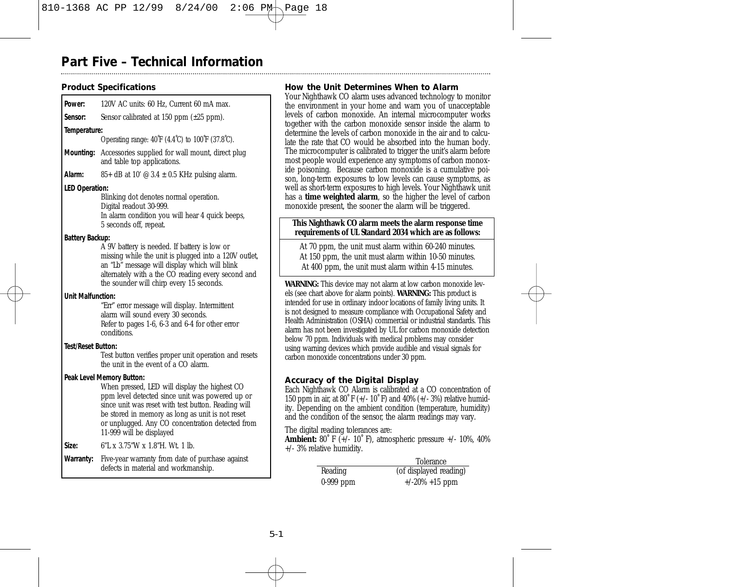# Part Five – Technical Information

## Product Specifications

**Power:** 120V AC units: 60 Hz, Current 60 mA max.

**Sensor:** Sensor calibrated at 150 ppm (±25 ppm).

**Temperature:**
Operating range: 40˚F (4.4˚C) to 100˚F (37.8˚C).

**Mounting:** Accessories supplied for wall mount, direct plug and table top applications.

**Alarm:** 85+ dB at 10' @ 3.4 ± 0.5 KHz pulsing alarm.

**LED Operation:**
Blinking dot denotes normal operation.
Digital readout 30-999.
In alarm condition you will hear 4 quick beeps, 5 seconds off, repeat.

**Battery Backup:**
A 9V battery is needed. If battery is low or missing while the unit is plugged into a 120V outlet, an "Lb" message will display which will blink alternately with a the CO reading every second and the sounder will chirp every 15 seconds.

**Unit Malfunction:**
"Err" error message will display. Intermittent alarm will sound every 30 seconds.
Refer to pages 1-6, 6-3 and 6-4 for other error conditions.

**Test/Reset Button:**
Test button verifies proper unit operation and resets the unit in the event of a CO alarm.

**Peak Level Memory Button:**
When pressed, LED will display the highest CO ppm level detected since unit was powered up or since unit was reset with test button. Reading will be stored in memory as long as unit is not reset or unplugged. Any CO concentration detected from 11-999 will be displayed

**Size:** 6"L x 3.75"W x 1.8"H. Wt. 1 lb.

**Warranty:** Five-year warranty from date of purchase against defects in material and workmanship.

## How the Unit Determines When to Alarm

Your Nighthawk CO alarm uses advanced technology to monitor the environment in your home and warn you of unacceptable levels of carbon monoxide. An internal microcomputer works together with the carbon monoxide sensor inside the alarm to determine the levels of carbon monoxide in the air and to calculate the rate that CO would be absorbed into the human body. The microcomputer is calibrated to trigger the unit's alarm before most people would experience any symptoms of carbon monoxide poisoning. Because carbon monoxide is a cumulative poison, long-term exposures to low levels can cause symptoms, as well as short-term exposures to high levels. Your Nighthawk unit has a **time weighted alarm**, so the higher the level of carbon monoxide present, the sooner the alarm will be triggered.

| This Nighthawk CO alarm meets the alarm response time requirements of UL Standard 2034 which are as follows: |
|---|
| At 70 ppm, the unit must alarm within 60-240 minutes.<br>At 150 ppm, the unit must alarm within 10-50 minutes.<br>At 400 ppm, the unit must alarm within 4-15 minutes. |

**WARNING:** This device may not alarm at low carbon monoxide levels (see chart above for alarm points). **WARNING:** This product is intended for use in ordinary indoor locations of family living units. It is not designed to measure compliance with Occupational Safety and Health Administration (OSHA) commercial or industrial standards. This alarm has not been investigated by UL for carbon monoxide detection below 70 ppm. Individuals with medical problems may consider using warning devices which provide audible and visual signals for carbon monoxide concentrations under 30 ppm.

## Accuracy of the Digital Display

Each Nighthawk CO Alarm is calibrated at a CO concentration of 150 ppm in air, at 80˚ F (+/- 10˚ F) and 40% (+/- 3%) relative humidity. Depending on the ambient condition (temperature, humidity) and the condition of the sensor, the alarm readings may vary.

The digital reading tolerances are:
**Ambient:** 80˚ F (+/- 10˚ F), atmospheric pressure +/- 10%, 40% +/- 3% relative humidity.

| Reading | Tolerance (of displayed reading) |
|---|---|
| 0-999 ppm | +/-20% +15 ppm |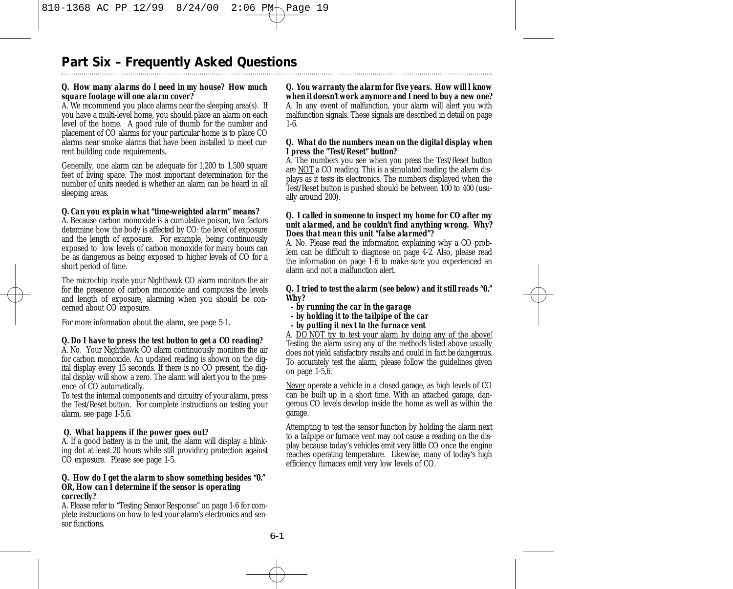## Part Six – Frequently Asked Questions

***Q. How many alarms do I need in my house? How much square footage will one alarm cover?***
A. We recommend you place alarms near the sleeping area(s). If you have a multi-level home, you should place an alarm on each level of the home. A good rule of thumb for the number and placement of CO alarms for your particular home is to place CO alarms near smoke alarms that have been installed to meet current building code requirements.

Generally, one alarm can be adequate for 1,200 to 1,500 square feet of living space. The most important determination for the number of units needed is whether an alarm can be heard in all sleeping areas.

***Q. Can you explain what "time-weighted alarm" means?***
A. Because carbon monoxide is a cumulative poison, two factors determine how the body is affected by CO: the level of exposure and the length of exposure. For example, being continuously exposed to low levels of carbon monoxide for many hours can be as dangerous as being exposed to higher levels of CO for a short period of time.

The microchip inside your Nighthawk CO alarm monitors the air for the presence of carbon monoxide and computes the levels and length of exposure, alarming when you should be concerned about CO exposure.

For more information about the alarm, see page 5-1.

***Q. Do I have to press the test button to get a CO reading?***
A. No. Your Nighthawk CO alarm continuously monitors the air for carbon monoxide. An updated reading is shown on the digital display every 15 seconds. If there is no CO present, the digital display will show a zero. The alarm will alert you to the presence of CO automatically.
To test the internal components and circuitry of your alarm, press the Test/Reset button. For complete instructions on testing your alarm, see page 1-5,6.

***Q. What happens if the power goes out?***
A. If a good battery is in the unit, the alarm will display a blinking dot at least 20 hours while still providing protection against CO exposure. Please see page 1-5.

***Q. How do I get the alarm to show something besides "0." OR, How can I determine if the sensor is operating correctly?***
A. Please refer to "Testing Sensor Response" on page 1-6 for complete instructions on how to test your alarm's electronics and sensor functions.

***Q. You warranty the alarm for five years. How will I know when it doesn't work anymore and I need to buy a new one?***
A. In any event of malfunction, your alarm will alert you with malfunction signals. These signals are described in detail on page 1-6.

***Q. What do the numbers mean on the digital display when I press the "Test/Reset" button?***
A. The numbers you see when you press the Test/Reset button are NOT a CO reading. This is a simulated reading the alarm displays as it tests its electronics. The numbers displayed when the Test/Reset button is pushed should be between 100 to 400 (usually around 200).

***Q. I called in someone to inspect my home for CO after my unit alarmed, and he couldn't find anything wrong. Why? Does that mean this unit "false alarmed"?***
A. No. Please read the information explaining why a CO problem can be difficult to diagnose on page 4-2. Also, please read the information on page 1-6 to make sure you experienced an alarm and not a malfunction alert.

***Q. I tried to test the alarm (see below) and it still reads "0." Why?***
***– by running the car in the garage***
***– by holding it to the tailpipe of the car***
***– by putting it next to the furnace vent***

A. DO NOT try to test your alarm by doing any of the above! Testing the alarm using any of the methods listed above usually does not yield satisfactory results and could in fact be dangerous. To accurately test the alarm, please follow the guidelines given on page 1-5,6.

Never operate a vehicle in a closed garage, as high levels of CO can be built up in a short time. With an attached garage, dangerous CO levels develop inside the home as well as within the garage.

Attempting to test the sensor function by holding the alarm next to a tailpipe or furnace vent may not cause a reading on the display because today's vehicles emit very little CO once the engine reaches operating temperature. Likewise, many of today's high efficiency furnaces emit very low levels of CO.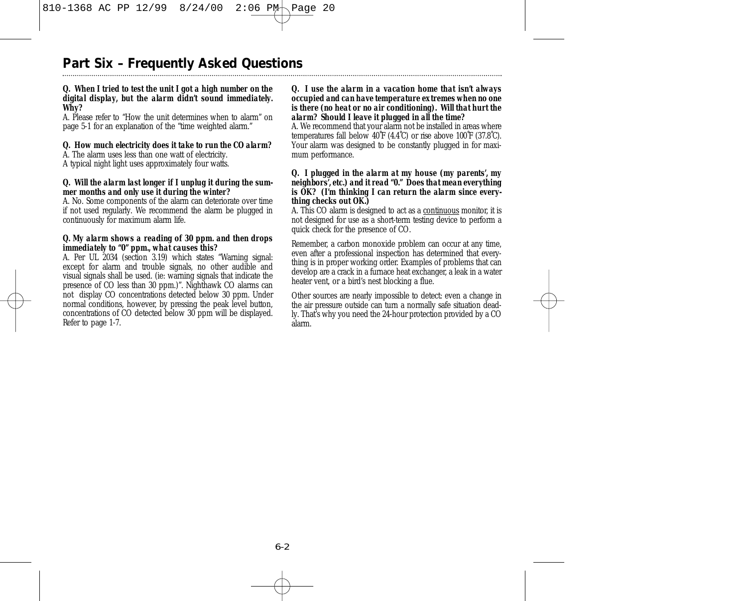## Part Six – Frequently Asked Questions

**Q. When I tried to test the unit I got a high number on the digital display, but the alarm didn't sound immediately. Why?**
A. Please refer to "How the unit determines when to alarm" on page 5-1 for an explanation of the "time weighted alarm."

**Q. How much electricity does it take to run the CO alarm?**
A. The alarm uses less than one watt of electricity.
A typical night light uses approximately four watts.

**Q. Will the alarm last longer if I unplug it during the summer months and only use it during the winter?**
A. No. Some components of the alarm can deteriorate over time if not used regularly. We recommend the alarm be plugged in continuously for maximum alarm life.

**Q. My alarm shows a reading of 30 ppm. and then drops immediately to "0" ppm., what causes this?**
A. Per UL 2034 (section 3.19) which states "Warning signal: except for alarm and trouble signals, no other audible and visual signals shall be used. (ie: warning signals that indicate the presence of CO less than 30 ppm.)". Nighthawk CO alarms can not display CO concentrations detected below 30 ppm. Under normal conditions, however, by pressing the peak level button, concentrations of CO detected below 30 ppm will be displayed. Refer to page 1-7.

**Q. I use the alarm in a vacation home that isn't always occupied and can have temperature extremes when no one is there (no heat or no air conditioning). Will that hurt the alarm? Should I leave it plugged in all the time?**
A. We recommend that your alarm not be installed in areas where temperatures fall below 40˚F (4.4˚C) or rise above 100˚F (37.8˚C). Your alarm was designed to be constantly plugged in for maximum performance.

**Q. I plugged in the alarm at my house (my parents', my neighbors', etc.) and it read "0." Does that mean everything is OK? (I'm thinking I can return the alarm since everything checks out OK.)**
A. This CO alarm is designed to act as a <u>continuous</u> monitor, it is not designed for use as a short-term testing device to perform a quick check for the presence of CO.

Remember, a carbon monoxide problem can occur at any time, even after a professional inspection has determined that everything is in proper working order. Examples of problems that can develop are a crack in a furnace heat exchanger, a leak in a water heater vent, or a bird's nest blocking a flue.

Other sources are nearly impossible to detect: even a change in the air pressure outside can turn a normally safe situation deadly. That's why you need the 24-hour protection provided by a CO alarm.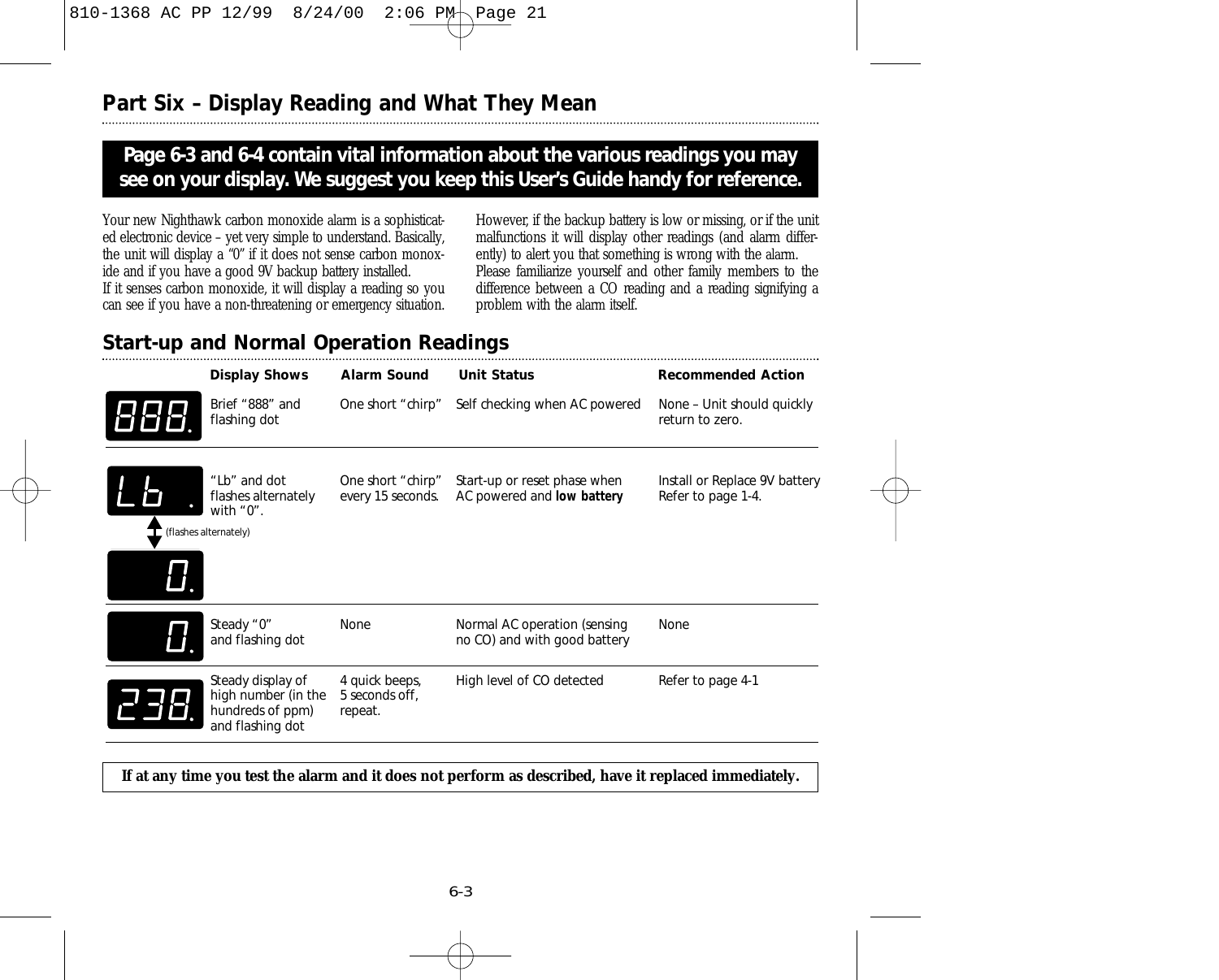## Part Six – Display Reading and What They Mean

**Page 6-3 and 6-4 contain vital information about the various readings you may see on your display. We suggest you keep this User's Guide handy for reference.**

Your new Nighthawk carbon monoxide alarm is a sophisticated electronic device – yet very simple to understand. Basically, the unit will display a "0" if it does not sense carbon monoxide and if you have a good 9V backup battery installed.

If it senses carbon monoxide, it will display a reading so you can see if you have a non-threatening or emergency situation. However, if the backup battery is low or missing, or if the unit malfunctions it will display other readings (and alarm differently) to alert you that something is wrong with the alarm.

Please familiarize yourself and other family members to the difference between a CO reading and a reading signifying a problem with the alarm itself.

## Start-up and Normal Operation Readings

| Display | Display Shows | Alarm Sound | Unit Status | Recommended Action |
|---|---|---|---|---|
| 888. | Brief "888" and flashing dot | One short "chirp" | Self checking when AC powered | None – Unit should quickly return to zero. |
| Lb . (flashes alternately) 0. | "Lb" and dot flashes alternately with "0". | One short "chirp" every 15 seconds. | Start-up or reset phase when AC powered and **low battery** | Install or Replace 9V battery Refer to page 1-4. |
| 0. | Steady "0" and flashing dot | None | Normal AC operation (sensing no CO) and with good battery | None |
| 238. | Steady display of high number (in the hundreds of ppm) and flashing dot | 4 quick beeps, 5 seconds off, repeat. | High level of CO detected | Refer to page 4-1 |

**If at any time you test the alarm and it does not perform as described, have it replaced immediately.**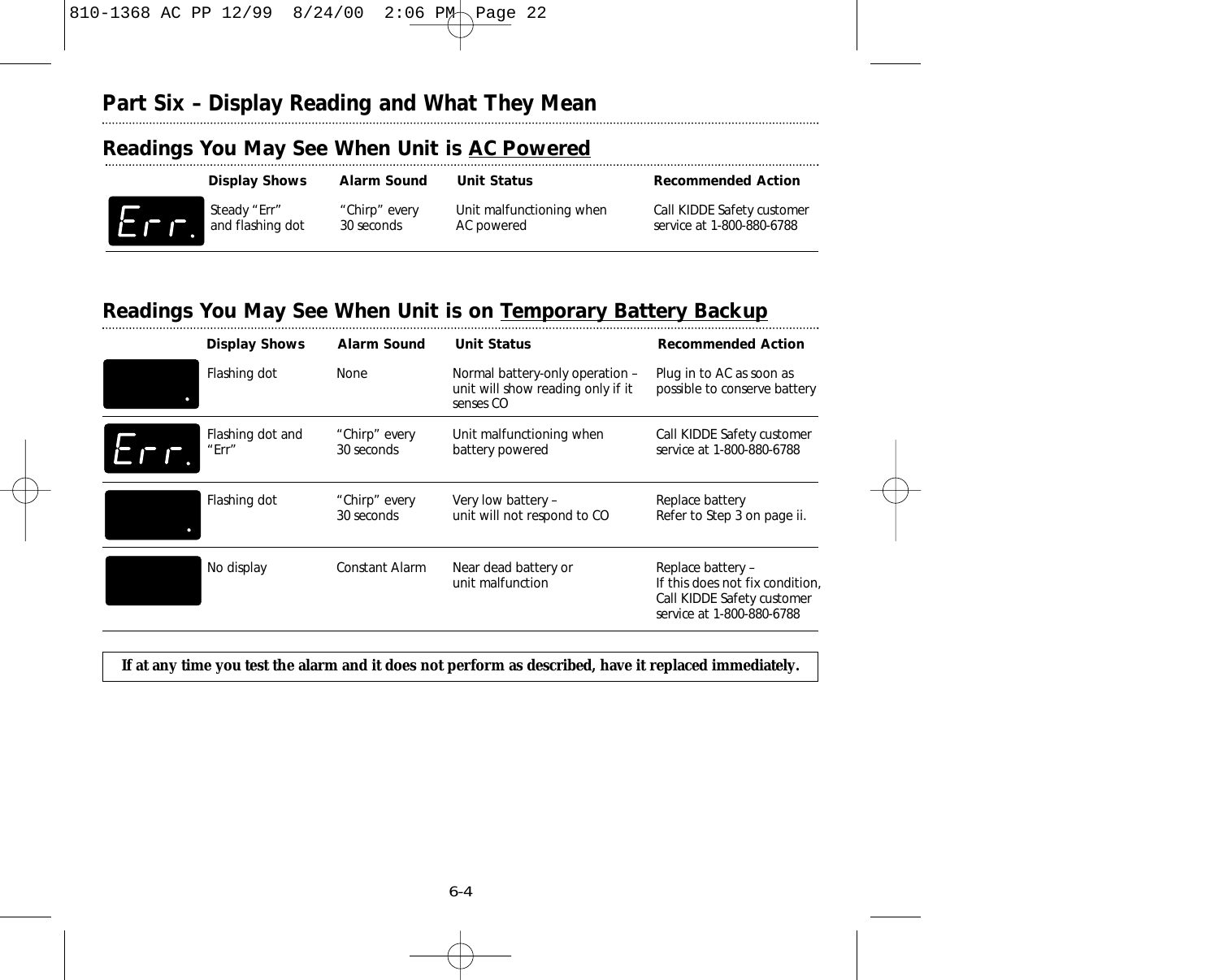# Part Six – Display Reading and What They Mean

## Readings You May See When Unit is AC Powered

| Display Shows | Alarm Sound | Unit Status | Recommended Action |
|---|---|---|---|
| Steady "Err" and flashing dot | "Chirp" every 30 seconds | Unit malfunctioning when AC powered | Call KIDDE Safety customer service at 1-800-880-6788 |

## Readings You May See When Unit is on Temporary Battery Backup

| Display Shows | Alarm Sound | Unit Status | Recommended Action |
|---|---|---|---|
| Flashing dot | None | Normal battery-only operation – unit will show reading only if it senses CO | Plug in to AC as soon as possible to conserve battery |
| Flashing dot and "Err" | "Chirp" every 30 seconds | Unit malfunctioning when battery powered | Call KIDDE Safety customer service at 1-800-880-6788 |
| Flashing dot | "Chirp" every 30 seconds | Very low battery – unit will not respond to CO | Replace battery Refer to Step 3 on page ii. |
| No display | Constant Alarm | Near dead battery or unit malfunction | Replace battery – If this does not fix condition, Call KIDDE Safety customer service at 1-800-880-6788 |

**If at any time you test the alarm and it does not perform as described, have it replaced immediately.**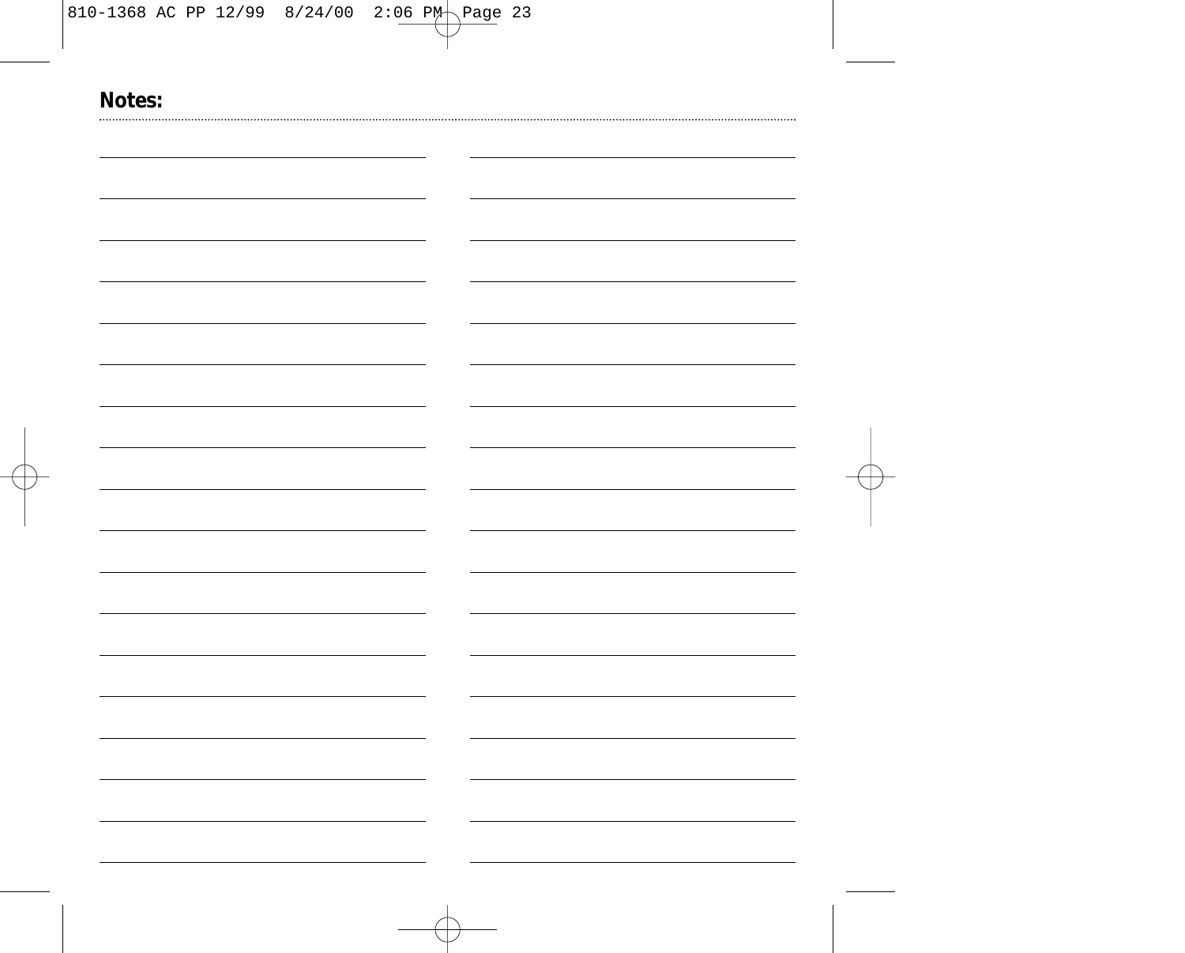**Notes:**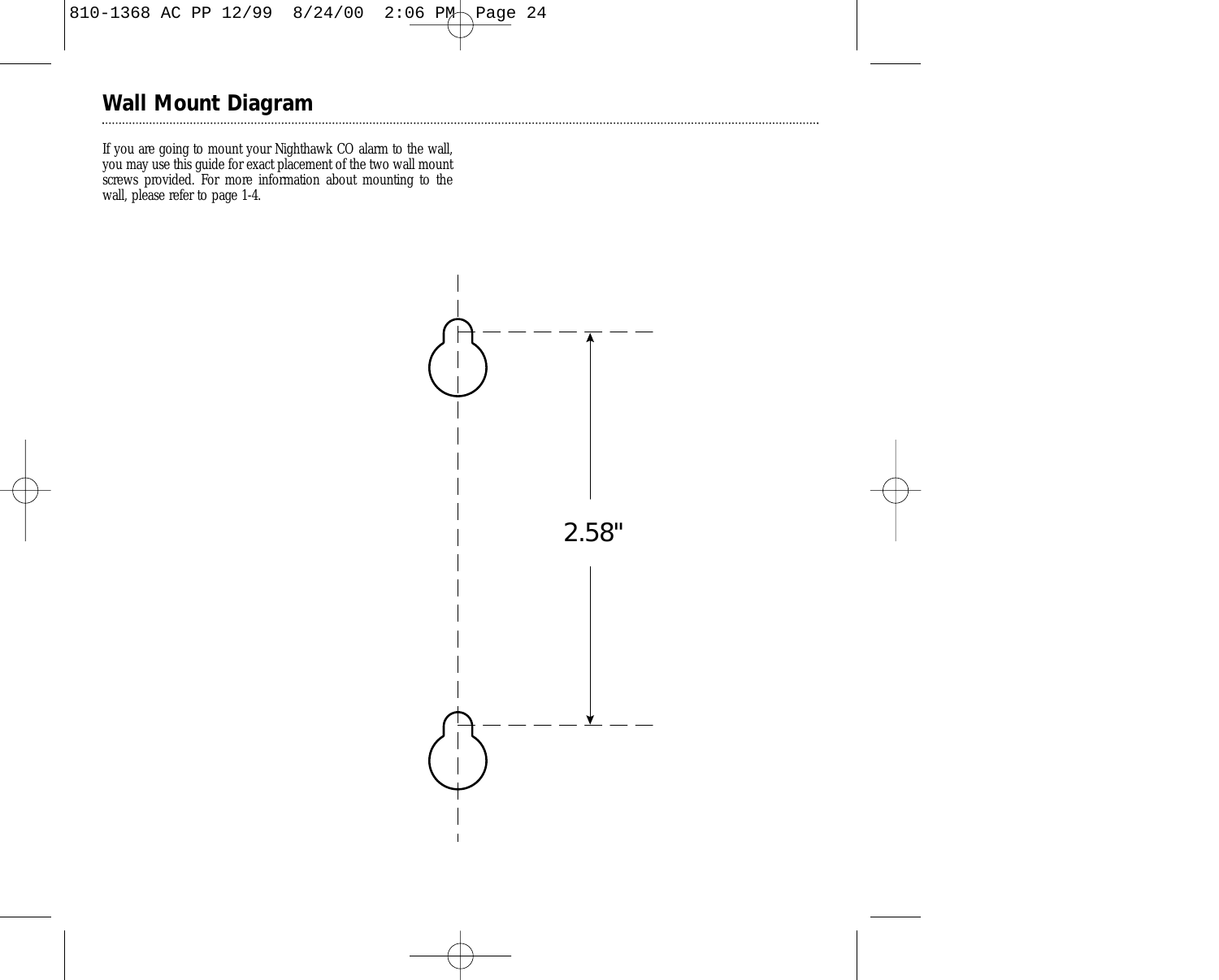## Wall Mount Diagram

If you are going to mount your Nighthawk CO alarm to the wall, you may use this guide for exact placement of the two wall mount screws provided. For more information about mounting to the wall, please refer to page 1-4.

2.58"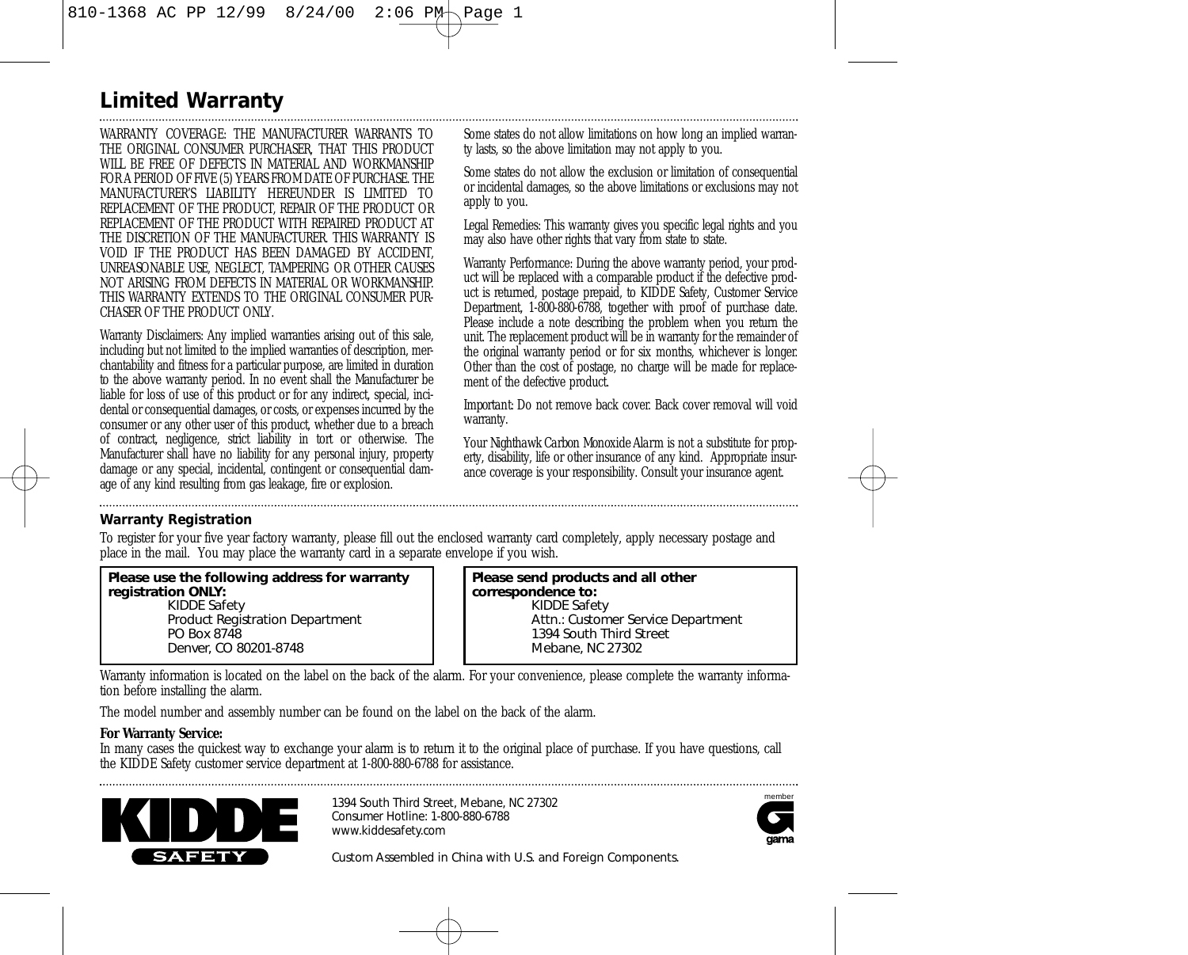# Limited Warranty

WARRANTY COVERAGE: THE MANUFACTURER WARRANTS TO THE ORIGINAL CONSUMER PURCHASER, THAT THIS PRODUCT WILL BE FREE OF DEFECTS IN MATERIAL AND WORKMANSHIP FOR A PERIOD OF FIVE (5) YEARS FROM DATE OF PURCHASE. THE MANUFACTURER'S LIABILITY HEREUNDER IS LIMITED TO REPLACEMENT OF THE PRODUCT, REPAIR OF THE PRODUCT OR REPLACEMENT OF THE PRODUCT WITH REPAIRED PRODUCT AT THE DISCRETION OF THE MANUFACTURER. THIS WARRANTY IS VOID IF THE PRODUCT HAS BEEN DAMAGED BY ACCIDENT, UNREASONABLE USE, NEGLECT, TAMPERING OR OTHER CAUSES NOT ARISING FROM DEFECTS IN MATERIAL OR WORKMANSHIP. THIS WARRANTY EXTENDS TO THE ORIGINAL CONSUMER PURCHASER OF THE PRODUCT ONLY.

Warranty Disclaimers: Any implied warranties arising out of this sale, including but not limited to the implied warranties of description, merchantability and fitness for a particular purpose, are limited in duration to the above warranty period. In no event shall the Manufacturer be liable for loss of use of this product or for any indirect, special, incidental or consequential damages, or costs, or expenses incurred by the consumer or any other user of this product, whether due to a breach of contract, negligence, strict liability in tort or otherwise. The Manufacturer shall have no liability for any personal injury, property damage or any special, incidental, contingent or consequential damage of any kind resulting from gas leakage, fire or explosion.

Some states do not allow limitations on how long an implied warranty lasts, so the above limitation may not apply to you.

Some states do not allow the exclusion or limitation of consequential or incidental damages, so the above limitations or exclusions may not apply to you.

Legal Remedies: This warranty gives you specific legal rights and you may also have other rights that vary from state to state.

Warranty Performance: During the above warranty period, your product will be replaced with a comparable product if the defective product is returned, postage prepaid, to KIDDE Safety, Customer Service Department, 1-800-880-6788, together with proof of purchase date. Please include a note describing the problem when you return the unit. The replacement product will be in warranty for the remainder of the original warranty period or for six months, whichever is longer. Other than the cost of postage, no charge will be made for replacement of the defective product.

*Important:* Do not remove back cover. Back cover removal will void warranty.

Your *Nighthawk Carbon Monoxide Alarm* is not a substitute for property, disability, life or other insurance of any kind. Appropriate insurance coverage is your responsibility. Consult your insurance agent.

## Warranty Registration

To register for your five year factory warranty, please fill out the enclosed warranty card completely, apply necessary postage and place in the mail. You may place the warranty card in a separate envelope if you wish.

**Please use the following address for warranty registration ONLY:**
KIDDE Safety
Product Registration Department
PO Box 8748
Denver, CO 80201-8748

**Please send products and all other correspondence to:**
KIDDE Safety
Attn.: Customer Service Department
1394 South Third Street
Mebane, NC 27302

Warranty information is located on the label on the back of the alarm. For your convenience, please complete the warranty information before installing the alarm.

The model number and assembly number can be found on the label on the back of the alarm.

**For Warranty Service:**
In many cases the quickest way to exchange your alarm is to return it to the original place of purchase. If you have questions, call the KIDDE Safety customer service department at 1-800-880-6788 for assistance.

KIDDE SAFETY

1394 South Third Street, Mebane, NC 27302
Consumer Hotline: 1-800-880-6788
www.kiddesafety.com

member gama

Custom Assembled in China with U.S. and Foreign Components.